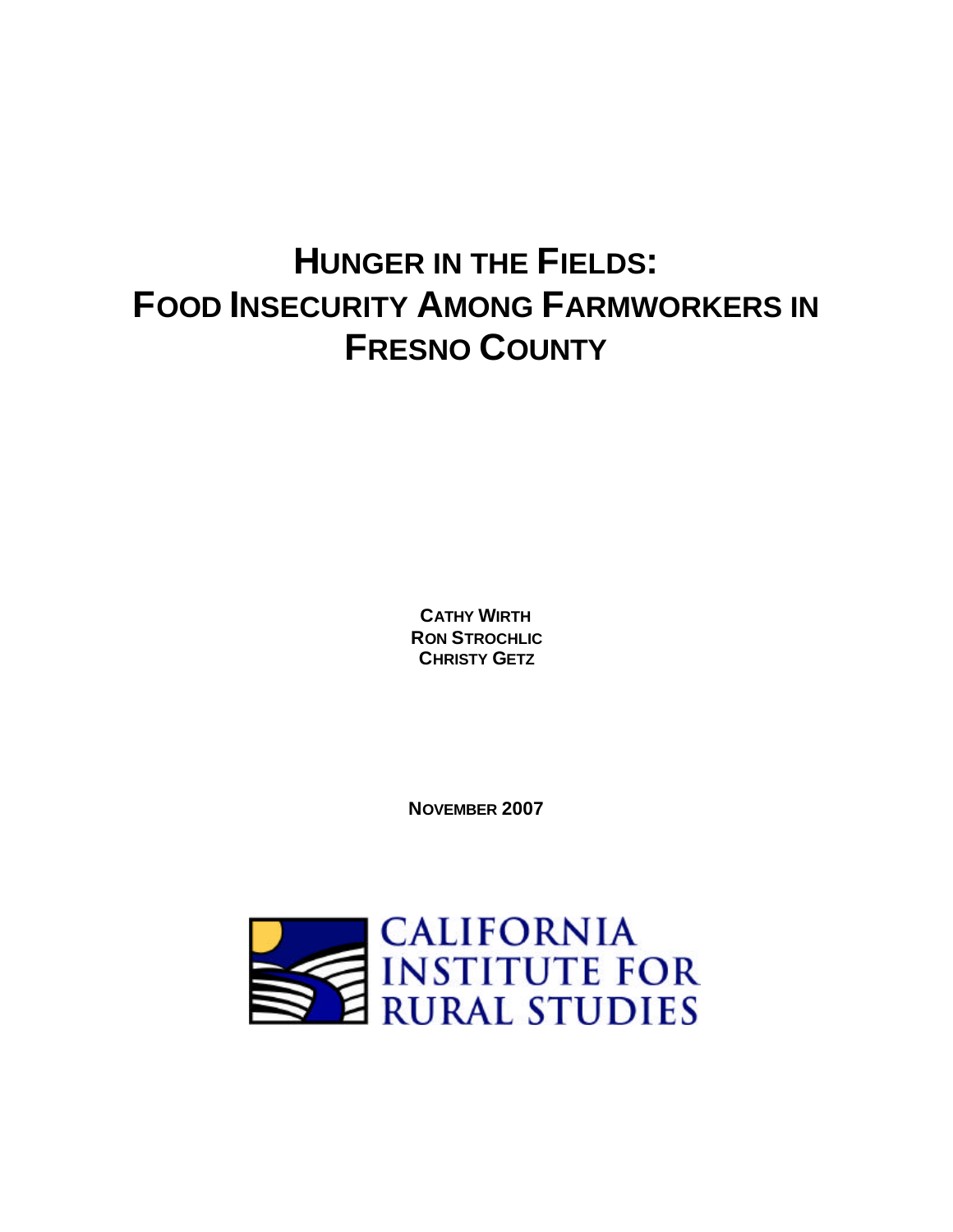# HUNGER IN THE FIELDS: FOOD INSECURITY AMONG FARMWORKERS IN FRESNO COUNTY

**CATHY WIRTH**
**RON STROCHLIC**
**CHRISTY GETZ**

**NOVEMBER 2007**

CALIFORNIA INSTITUTE FOR RURAL STUDIES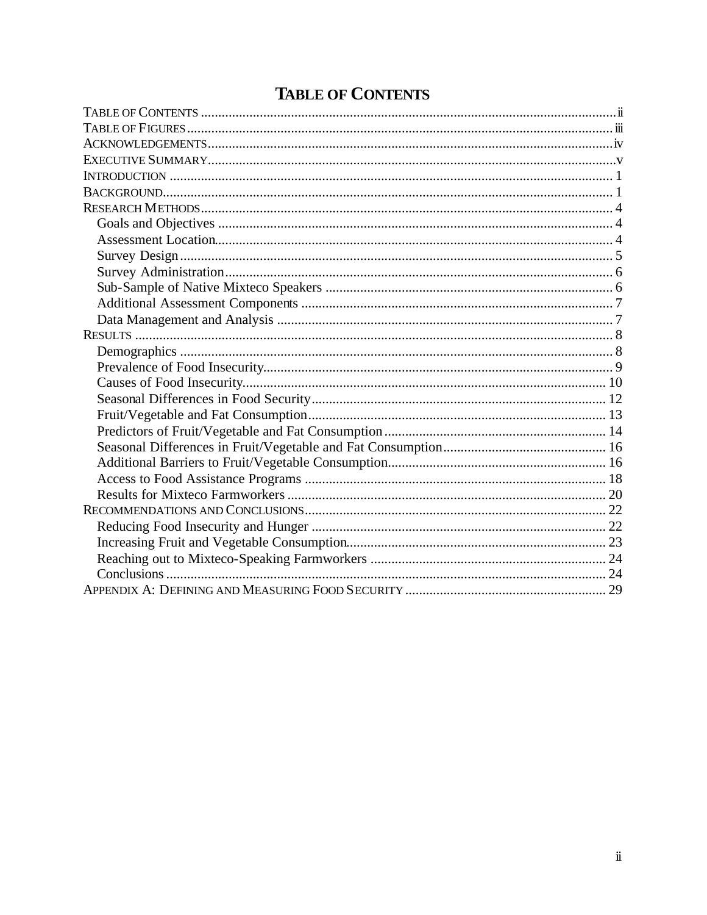# Table of Contents

- Table of Contents ..... ii
- Table of Figures ..... iii
- Acknowledgements ..... iv
- Executive Summary ..... v
- Introduction ..... 1
- Background ..... 1
- Research Methods ..... 4
  - Goals and Objectives ..... 4
  - Assessment Location ..... 4
  - Survey Design ..... 5
  - Survey Administration ..... 6
  - Sub-Sample of Native Mixteco Speakers ..... 6
  - Additional Assessment Components ..... 7
  - Data Management and Analysis ..... 7
- Results ..... 8
  - Demographics ..... 8
  - Prevalence of Food Insecurity ..... 9
  - Causes of Food Insecurity ..... 10
  - Seasonal Differences in Food Security ..... 12
  - Fruit/Vegetable and Fat Consumption ..... 13
  - Predictors of Fruit/Vegetable and Fat Consumption ..... 14
  - Seasonal Differences in Fruit/Vegetable and Fat Consumption ..... 16
  - Additional Barriers to Fruit/Vegetable Consumption ..... 16
  - Access to Food Assistance Programs ..... 18
  - Results for Mixteco Farmworkers ..... 20
- Recommendations and Conclusions ..... 22
  - Reducing Food Insecurity and Hunger ..... 22
  - Increasing Fruit and Vegetable Consumption ..... 23
  - Reaching out to Mixteco-Speaking Farmworkers ..... 24
  - Conclusions ..... 24
- Appendix A: Defining and Measuring Food Security ..... 29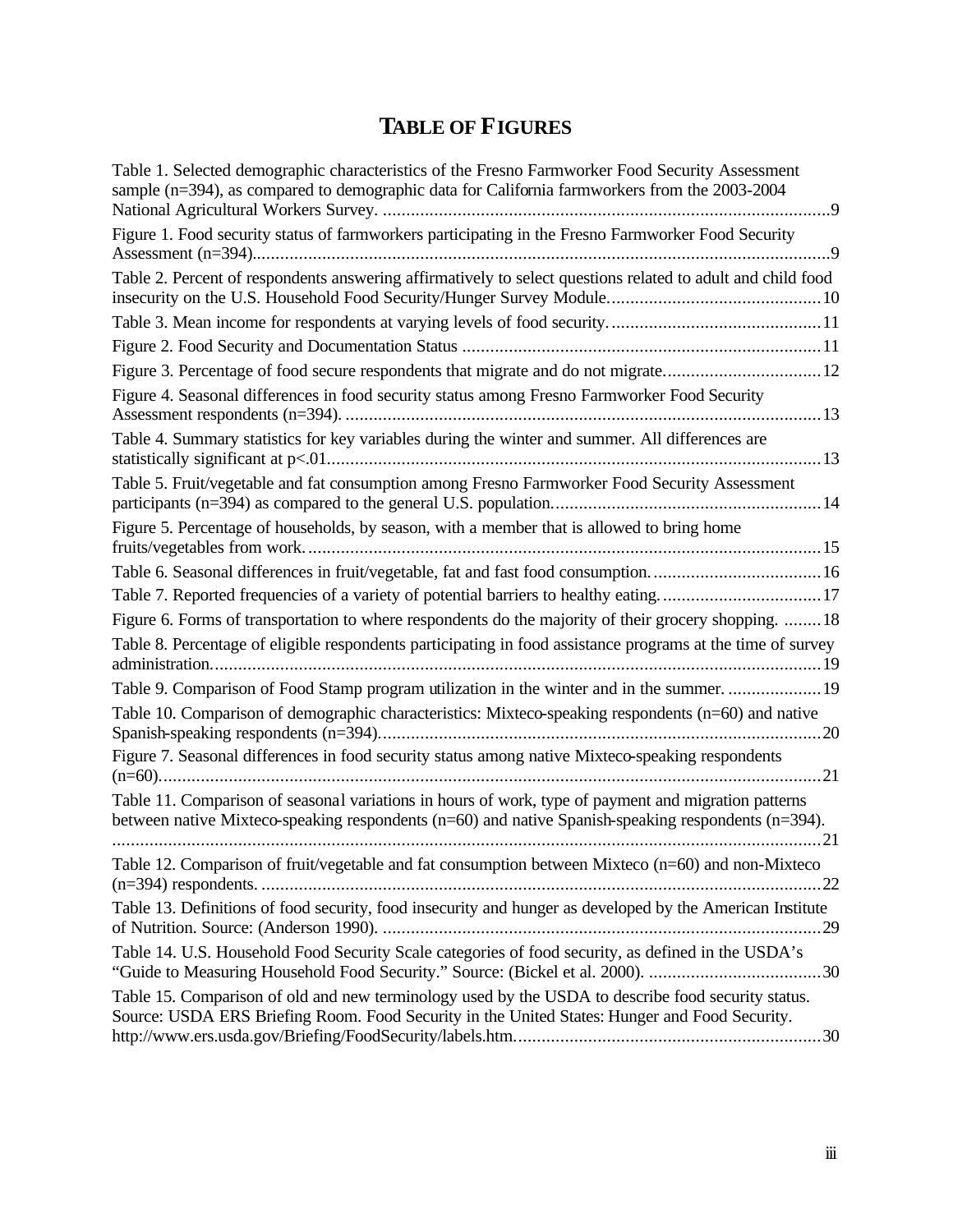# TABLE OF FIGURES

Table 1. Selected demographic characteristics of the Fresno Farmworker Food Security Assessment sample (n=394), as compared to demographic data for California farmworkers from the 2003-2004 National Agricultural Workers Survey. ....................................................................................................9

Figure 1. Food security status of farmworkers participating in the Fresno Farmworker Food Security Assessment (n=394)...........................................................................................................................9

Table 2. Percent of respondents answering affirmatively to select questions related to adult and child food insecurity on the U.S. Household Food Security/Hunger Survey Module..............................................10

Table 3. Mean income for respondents at varying levels of food security..............................................11

Figure 2. Food Security and Documentation Status .............................................................................11

Figure 3. Percentage of food secure respondents that migrate and do not migrate..................................12

Figure 4. Seasonal differences in food security status among Fresno Farmworker Food Security Assessment respondents (n=394). .......................................................................................................13

Table 4. Summary statistics for key variables during the winter and summer. All differences are statistically significant at p<.01..........................................................................................................13

Table 5. Fruit/vegetable and fat consumption among Fresno Farmworker Food Security Assessment participants (n=394) as compared to the general U.S. population..........................................................14

Figure 5. Percentage of households, by season, with a member that is allowed to bring home fruits/vegetables from work...............................................................................................................15

Table 6. Seasonal differences in fruit/vegetable, fat and fast food consumption.....................................16

Table 7. Reported frequencies of a variety of potential barriers to healthy eating...................................17

Figure 6. Forms of transportation to where respondents do the majority of their grocery shopping. ........18

Table 8. Percentage of eligible respondents participating in food assistance programs at the time of survey administration..................................................................................................................................19

Table 9. Comparison of Food Stamp program utilization in the winter and in the summer. ....................19

Table 10. Comparison of demographic characteristics: Mixteco-speaking respondents (n=60) and native Spanish-speaking respondents (n=394)...............................................................................................20

Figure 7. Seasonal differences in food security status among native Mixteco-speaking respondents (n=60).............................................................................................................................................21

Table 11. Comparison of seasonal variations in hours of work, type of payment and migration patterns between native Mixteco-speaking respondents (n=60) and native Spanish-speaking respondents (n=394). .......................................................................................................................................................21

Table 12. Comparison of fruit/vegetable and fat consumption between Mixteco (n=60) and non-Mixteco (n=394) respondents. ........................................................................................................................22

Table 13. Definitions of food security, food insecurity and hunger as developed by the American Institute of Nutrition. Source: (Anderson 1990). ..............................................................................................29

Table 14. U.S. Household Food Security Scale categories of food security, as defined in the USDA's "Guide to Measuring Household Food Security." Source: (Bickel et al. 2000). .....................................30

Table 15. Comparison of old and new terminology used by the USDA to describe food security status. Source: USDA ERS Briefing Room. Food Security in the United States: Hunger and Food Security. http://www.ers.usda.gov/Briefing/FoodSecurity/labels.htm..................................................................30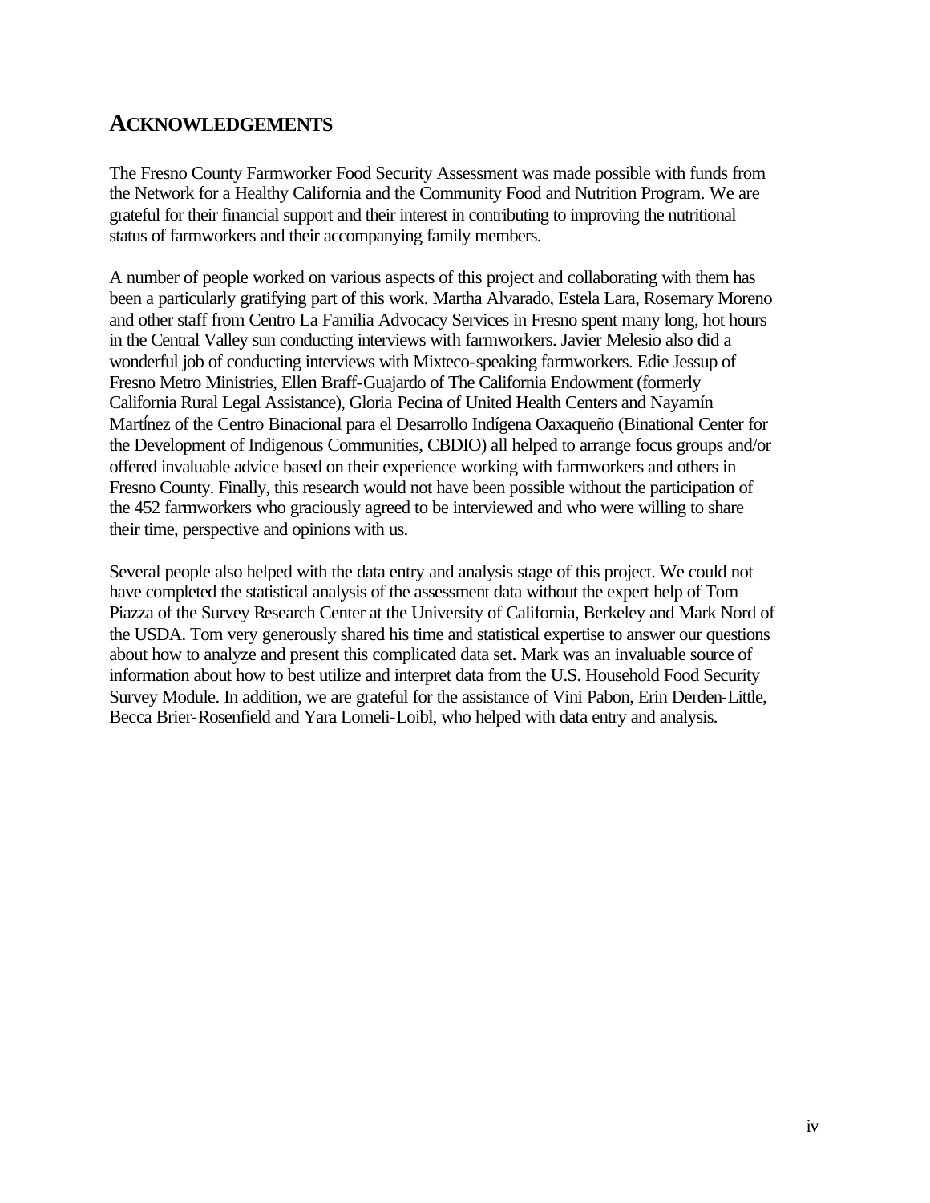## ACKNOWLEDGEMENTS

The Fresno County Farmworker Food Security Assessment was made possible with funds from the Network for a Healthy California and the Community Food and Nutrition Program. We are grateful for their financial support and their interest in contributing to improving the nutritional status of farmworkers and their accompanying family members.

A number of people worked on various aspects of this project and collaborating with them has been a particularly gratifying part of this work. Martha Alvarado, Estela Lara, Rosemary Moreno and other staff from Centro La Familia Advocacy Services in Fresno spent many long, hot hours in the Central Valley sun conducting interviews with farmworkers. Javier Melesio also did a wonderful job of conducting interviews with Mixteco-speaking farmworkers. Edie Jessup of Fresno Metro Ministries, Ellen Braff-Guajardo of The California Endowment (formerly California Rural Legal Assistance), Gloria Pecina of United Health Centers and Nayamín Martínez of the Centro Binacional para el Desarrollo Indígena Oaxaqueño (Binational Center for the Development of Indigenous Communities, CBDIO) all helped to arrange focus groups and/or offered invaluable advice based on their experience working with farmworkers and others in Fresno County. Finally, this research would not have been possible without the participation of the 452 farmworkers who graciously agreed to be interviewed and who were willing to share their time, perspective and opinions with us.

Several people also helped with the data entry and analysis stage of this project. We could not have completed the statistical analysis of the assessment data without the expert help of Tom Piazza of the Survey Research Center at the University of California, Berkeley and Mark Nord of the USDA. Tom very generously shared his time and statistical expertise to answer our questions about how to analyze and present this complicated data set. Mark was an invaluable source of information about how to best utilize and interpret data from the U.S. Household Food Security Survey Module. In addition, we are grateful for the assistance of Vini Pabon, Erin Derden-Little, Becca Brier-Rosenfield and Yara Lomeli-Loibl, who helped with data entry and analysis.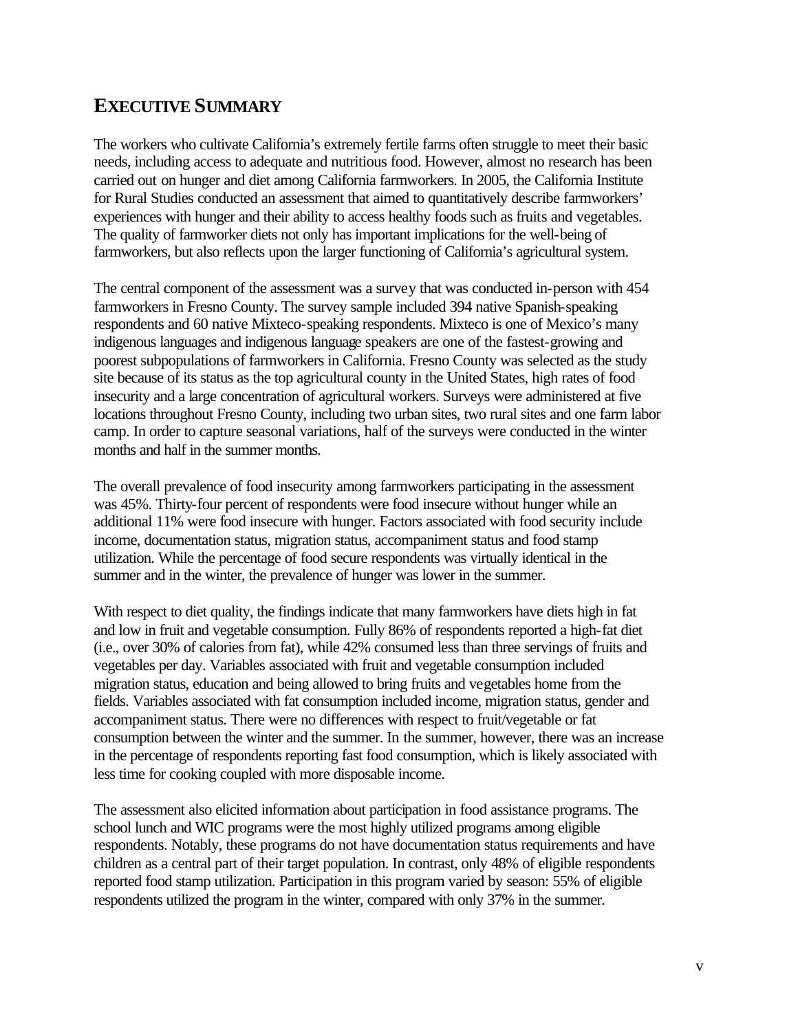# EXECUTIVE SUMMARY

The workers who cultivate California's extremely fertile farms often struggle to meet their basic needs, including access to adequate and nutritious food. However, almost no research has been carried out on hunger and diet among California farmworkers. In 2005, the California Institute for Rural Studies conducted an assessment that aimed to quantitatively describe farmworkers' experiences with hunger and their ability to access healthy foods such as fruits and vegetables. The quality of farmworker diets not only has important implications for the well-being of farmworkers, but also reflects upon the larger functioning of California's agricultural system.

The central component of the assessment was a survey that was conducted in-person with 454 farmworkers in Fresno County. The survey sample included 394 native Spanish-speaking respondents and 60 native Mixteco-speaking respondents. Mixteco is one of Mexico's many indigenous languages and indigenous language speakers are one of the fastest-growing and poorest subpopulations of farmworkers in California. Fresno County was selected as the study site because of its status as the top agricultural county in the United States, high rates of food insecurity and a large concentration of agricultural workers. Surveys were administered at five locations throughout Fresno County, including two urban sites, two rural sites and one farm labor camp. In order to capture seasonal variations, half of the surveys were conducted in the winter months and half in the summer months.

The overall prevalence of food insecurity among farmworkers participating in the assessment was 45%. Thirty-four percent of respondents were food insecure without hunger while an additional 11% were food insecure with hunger. Factors associated with food security include income, documentation status, migration status, accompaniment status and food stamp utilization. While the percentage of food secure respondents was virtually identical in the summer and in the winter, the prevalence of hunger was lower in the summer.

With respect to diet quality, the findings indicate that many farmworkers have diets high in fat and low in fruit and vegetable consumption. Fully 86% of respondents reported a high-fat diet (i.e., over 30% of calories from fat), while 42% consumed less than three servings of fruits and vegetables per day. Variables associated with fruit and vegetable consumption included migration status, education and being allowed to bring fruits and vegetables home from the fields. Variables associated with fat consumption included income, migration status, gender and accompaniment status. There were no differences with respect to fruit/vegetable or fat consumption between the winter and the summer. In the summer, however, there was an increase in the percentage of respondents reporting fast food consumption, which is likely associated with less time for cooking coupled with more disposable income.

The assessment also elicited information about participation in food assistance programs. The school lunch and WIC programs were the most highly utilized programs among eligible respondents. Notably, these programs do not have documentation status requirements and have children as a central part of their target population. In contrast, only 48% of eligible respondents reported food stamp utilization. Participation in this program varied by season: 55% of eligible respondents utilized the program in the winter, compared with only 37% in the summer.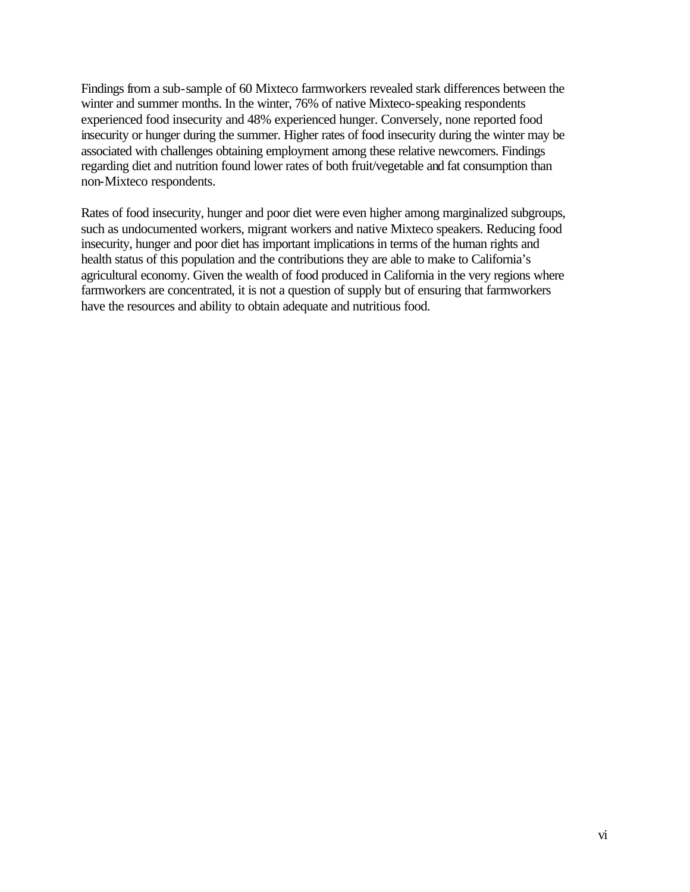Findings from a sub-sample of 60 Mixteco farmworkers revealed stark differences between the winter and summer months. In the winter, 76% of native Mixteco-speaking respondents experienced food insecurity and 48% experienced hunger. Conversely, none reported food insecurity or hunger during the summer. Higher rates of food insecurity during the winter may be associated with challenges obtaining employment among these relative newcomers. Findings regarding diet and nutrition found lower rates of both fruit/vegetable and fat consumption than non-Mixteco respondents.

Rates of food insecurity, hunger and poor diet were even higher among marginalized subgroups, such as undocumented workers, migrant workers and native Mixteco speakers. Reducing food insecurity, hunger and poor diet has important implications in terms of the human rights and health status of this population and the contributions they are able to make to California's agricultural economy. Given the wealth of food produced in California in the very regions where farmworkers are concentrated, it is not a question of supply but of ensuring that farmworkers have the resources and ability to obtain adequate and nutritious food.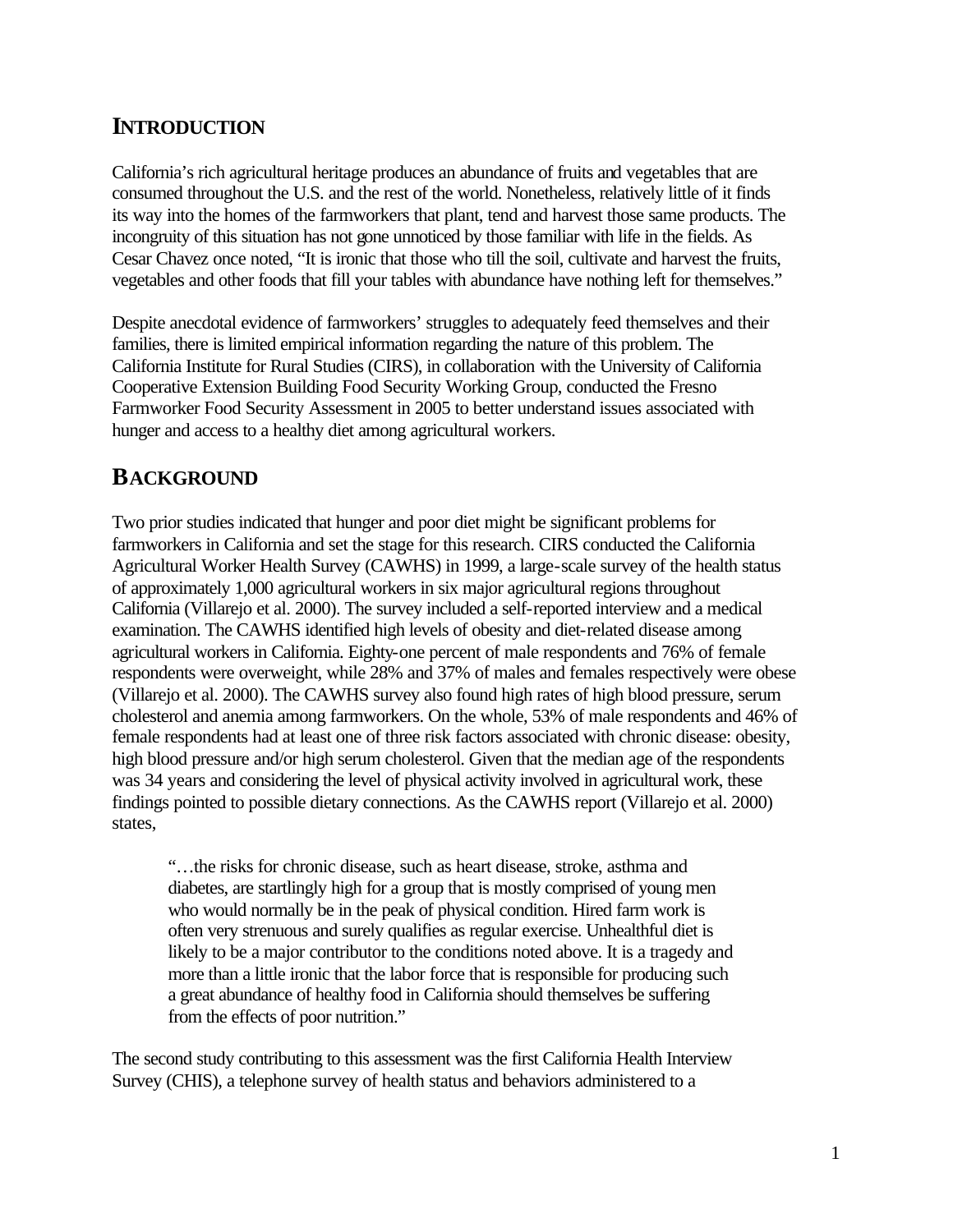## INTRODUCTION

California's rich agricultural heritage produces an abundance of fruits and vegetables that are consumed throughout the U.S. and the rest of the world. Nonetheless, relatively little of it finds its way into the homes of the farmworkers that plant, tend and harvest those same products. The incongruity of this situation has not gone unnoticed by those familiar with life in the fields. As Cesar Chavez once noted, "It is ironic that those who till the soil, cultivate and harvest the fruits, vegetables and other foods that fill your tables with abundance have nothing left for themselves."

Despite anecdotal evidence of farmworkers' struggles to adequately feed themselves and their families, there is limited empirical information regarding the nature of this problem. The California Institute for Rural Studies (CIRS), in collaboration with the University of California Cooperative Extension Building Food Security Working Group, conducted the Fresno Farmworker Food Security Assessment in 2005 to better understand issues associated with hunger and access to a healthy diet among agricultural workers.

## BACKGROUND

Two prior studies indicated that hunger and poor diet might be significant problems for farmworkers in California and set the stage for this research. CIRS conducted the California Agricultural Worker Health Survey (CAWHS) in 1999, a large-scale survey of the health status of approximately 1,000 agricultural workers in six major agricultural regions throughout California (Villarejo et al. 2000). The survey included a self-reported interview and a medical examination. The CAWHS identified high levels of obesity and diet-related disease among agricultural workers in California. Eighty-one percent of male respondents and 76% of female respondents were overweight, while 28% and 37% of males and females respectively were obese (Villarejo et al. 2000). The CAWHS survey also found high rates of high blood pressure, serum cholesterol and anemia among farmworkers. On the whole, 53% of male respondents and 46% of female respondents had at least one of three risk factors associated with chronic disease: obesity, high blood pressure and/or high serum cholesterol. Given that the median age of the respondents was 34 years and considering the level of physical activity involved in agricultural work, these findings pointed to possible dietary connections. As the CAWHS report (Villarejo et al. 2000) states,

> "…the risks for chronic disease, such as heart disease, stroke, asthma and diabetes, are startlingly high for a group that is mostly comprised of young men who would normally be in the peak of physical condition. Hired farm work is often very strenuous and surely qualifies as regular exercise. Unhealthful diet is likely to be a major contributor to the conditions noted above. It is a tragedy and more than a little ironic that the labor force that is responsible for producing such a great abundance of healthy food in California should themselves be suffering from the effects of poor nutrition."

The second study contributing to this assessment was the first California Health Interview Survey (CHIS), a telephone survey of health status and behaviors administered to a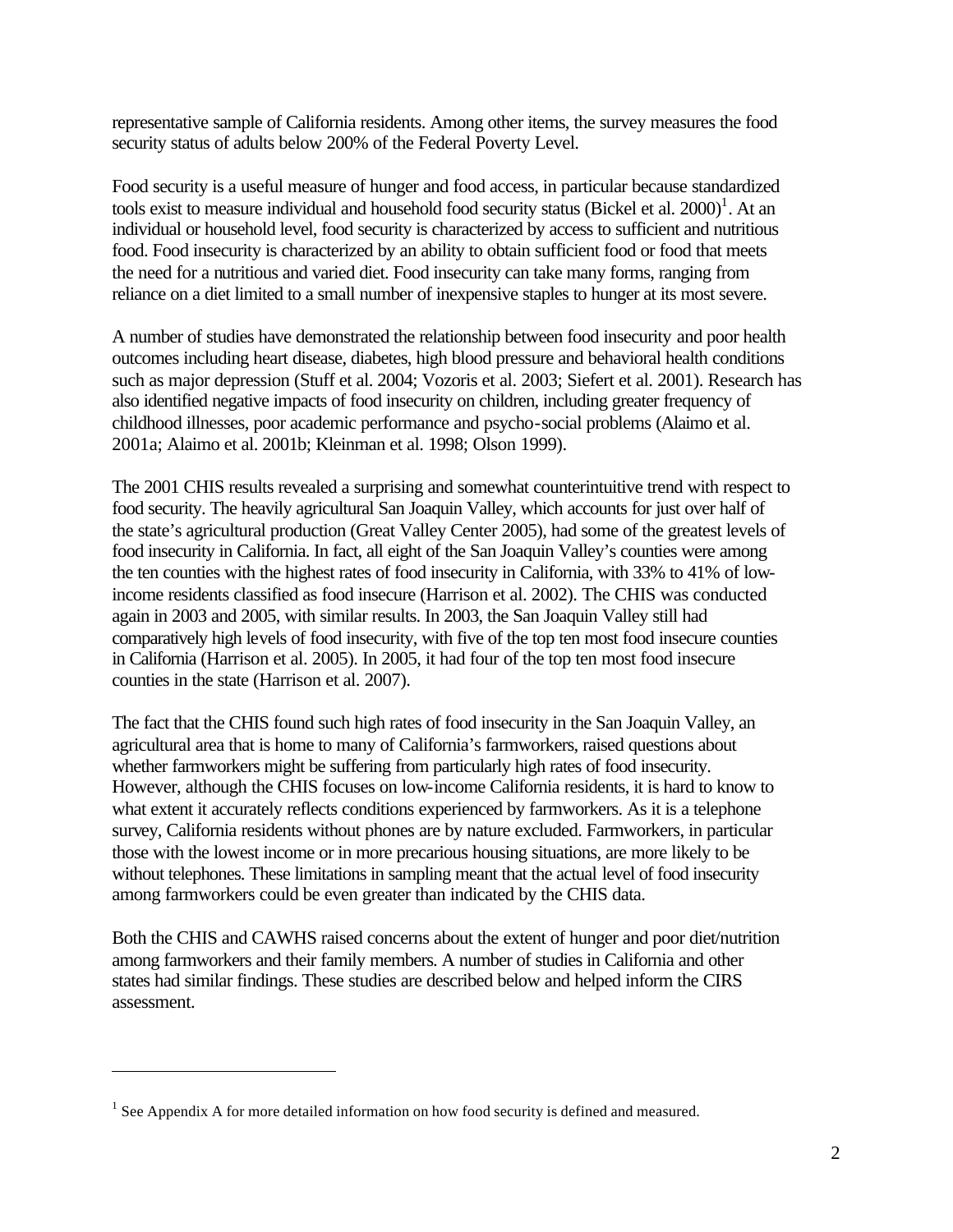representative sample of California residents. Among other items, the survey measures the food security status of adults below 200% of the Federal Poverty Level.

Food security is a useful measure of hunger and food access, in particular because standardized tools exist to measure individual and household food security status (Bickel et al. 2000)[1]. At an individual or household level, food security is characterized by access to sufficient and nutritious food. Food insecurity is characterized by an ability to obtain sufficient food or food that meets the need for a nutritious and varied diet. Food insecurity can take many forms, ranging from reliance on a diet limited to a small number of inexpensive staples to hunger at its most severe.

A number of studies have demonstrated the relationship between food insecurity and poor health outcomes including heart disease, diabetes, high blood pressure and behavioral health conditions such as major depression (Stuff et al. 2004; Vozoris et al. 2003; Siefert et al. 2001). Research has also identified negative impacts of food insecurity on children, including greater frequency of childhood illnesses, poor academic performance and psycho-social problems (Alaimo et al. 2001a; Alaimo et al. 2001b; Kleinman et al. 1998; Olson 1999).

The 2001 CHIS results revealed a surprising and somewhat counterintuitive trend with respect to food security. The heavily agricultural San Joaquin Valley, which accounts for just over half of the state's agricultural production (Great Valley Center 2005), had some of the greatest levels of food insecurity in California. In fact, all eight of the San Joaquin Valley's counties were among the ten counties with the highest rates of food insecurity in California, with 33% to 41% of low-income residents classified as food insecure (Harrison et al. 2002). The CHIS was conducted again in 2003 and 2005, with similar results. In 2003, the San Joaquin Valley still had comparatively high levels of food insecurity, with five of the top ten most food insecure counties in California (Harrison et al. 2005). In 2005, it had four of the top ten most food insecure counties in the state (Harrison et al. 2007).

The fact that the CHIS found such high rates of food insecurity in the San Joaquin Valley, an agricultural area that is home to many of California's farmworkers, raised questions about whether farmworkers might be suffering from particularly high rates of food insecurity. However, although the CHIS focuses on low-income California residents, it is hard to know to what extent it accurately reflects conditions experienced by farmworkers. As it is a telephone survey, California residents without phones are by nature excluded. Farmworkers, in particular those with the lowest income or in more precarious housing situations, are more likely to be without telephones. These limitations in sampling meant that the actual level of food insecurity among farmworkers could be even greater than indicated by the CHIS data.

Both the CHIS and CAWHS raised concerns about the extent of hunger and poor diet/nutrition among farmworkers and their family members. A number of studies in California and other states had similar findings. These studies are described below and helped inform the CIRS assessment.

---

[1] See Appendix A for more detailed information on how food security is defined and measured.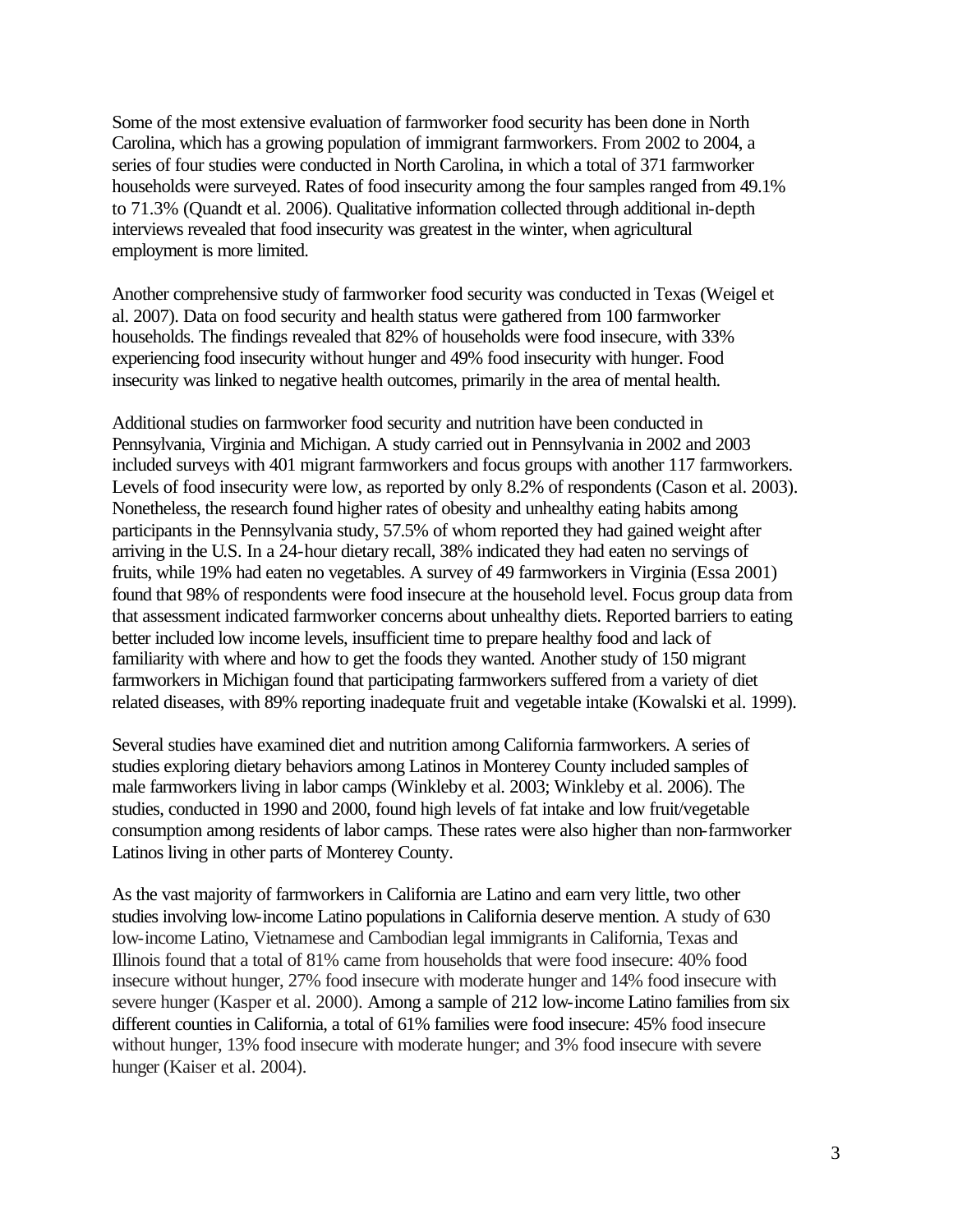Some of the most extensive evaluation of farmworker food security has been done in North Carolina, which has a growing population of immigrant farmworkers. From 2002 to 2004, a series of four studies were conducted in North Carolina, in which a total of 371 farmworker households were surveyed. Rates of food insecurity among the four samples ranged from 49.1% to 71.3% (Quandt et al. 2006). Qualitative information collected through additional in-depth interviews revealed that food insecurity was greatest in the winter, when agricultural employment is more limited.

Another comprehensive study of farmworker food security was conducted in Texas (Weigel et al. 2007). Data on food security and health status were gathered from 100 farmworker households. The findings revealed that 82% of households were food insecure, with 33% experiencing food insecurity without hunger and 49% food insecurity with hunger. Food insecurity was linked to negative health outcomes, primarily in the area of mental health.

Additional studies on farmworker food security and nutrition have been conducted in Pennsylvania, Virginia and Michigan. A study carried out in Pennsylvania in 2002 and 2003 included surveys with 401 migrant farmworkers and focus groups with another 117 farmworkers. Levels of food insecurity were low, as reported by only 8.2% of respondents (Cason et al. 2003). Nonetheless, the research found higher rates of obesity and unhealthy eating habits among participants in the Pennsylvania study, 57.5% of whom reported they had gained weight after arriving in the U.S. In a 24-hour dietary recall, 38% indicated they had eaten no servings of fruits, while 19% had eaten no vegetables. A survey of 49 farmworkers in Virginia (Essa 2001) found that 98% of respondents were food insecure at the household level. Focus group data from that assessment indicated farmworker concerns about unhealthy diets. Reported barriers to eating better included low income levels, insufficient time to prepare healthy food and lack of familiarity with where and how to get the foods they wanted. Another study of 150 migrant farmworkers in Michigan found that participating farmworkers suffered from a variety of diet related diseases, with 89% reporting inadequate fruit and vegetable intake (Kowalski et al. 1999).

Several studies have examined diet and nutrition among California farmworkers. A series of studies exploring dietary behaviors among Latinos in Monterey County included samples of male farmworkers living in labor camps (Winkleby et al. 2003; Winkleby et al. 2006). The studies, conducted in 1990 and 2000, found high levels of fat intake and low fruit/vegetable consumption among residents of labor camps. These rates were also higher than non-farmworker Latinos living in other parts of Monterey County.

As the vast majority of farmworkers in California are Latino and earn very little, two other studies involving low-income Latino populations in California deserve mention. A study of 630 low-income Latino, Vietnamese and Cambodian legal immigrants in California, Texas and Illinois found that a total of 81% came from households that were food insecure: 40% food insecure without hunger, 27% food insecure with moderate hunger and 14% food insecure with severe hunger (Kasper et al. 2000). Among a sample of 212 low-income Latino families from six different counties in California, a total of 61% families were food insecure: 45% food insecure without hunger, 13% food insecure with moderate hunger; and 3% food insecure with severe hunger (Kaiser et al. 2004).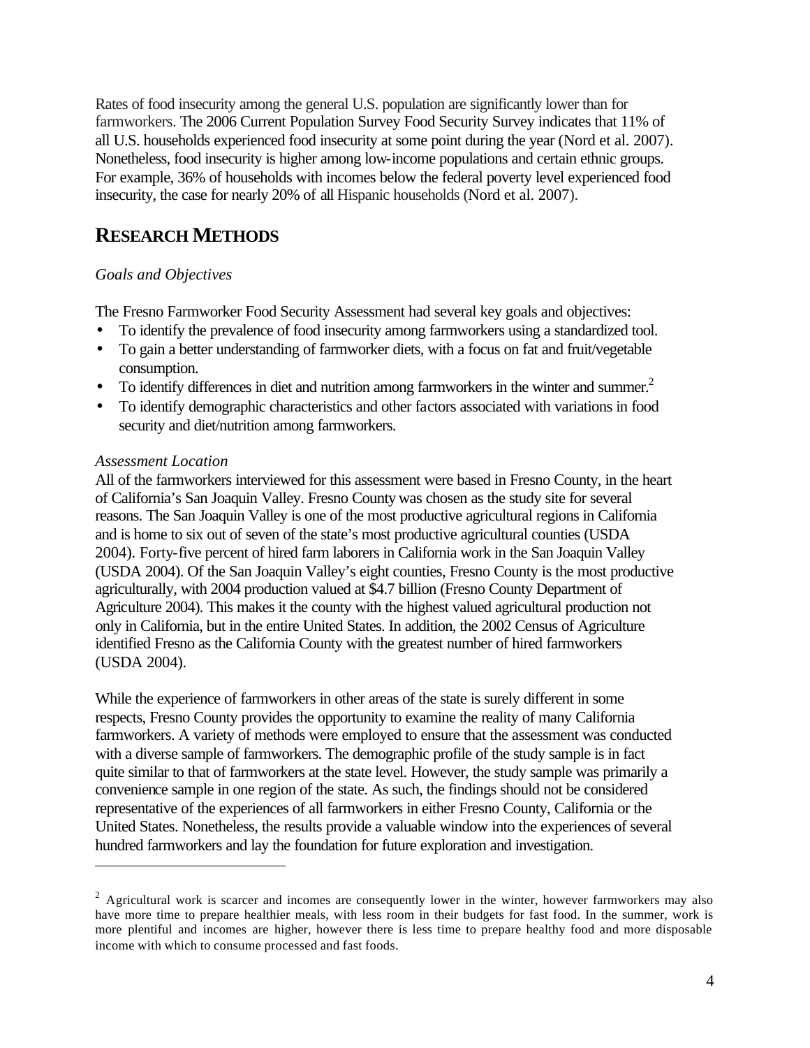Rates of food insecurity among the general U.S. population are significantly lower than for farmworkers. The 2006 Current Population Survey Food Security Survey indicates that 11% of all U.S. households experienced food insecurity at some point during the year (Nord et al. 2007). Nonetheless, food insecurity is higher among low-income populations and certain ethnic groups. For example, 36% of households with incomes below the federal poverty level experienced food insecurity, the case for nearly 20% of all Hispanic households (Nord et al. 2007).

# RESEARCH METHODS

*Goals and Objectives*

The Fresno Farmworker Food Security Assessment had several key goals and objectives:

- To identify the prevalence of food insecurity among farmworkers using a standardized tool.
- To gain a better understanding of farmworker diets, with a focus on fat and fruit/vegetable consumption.
- To identify differences in diet and nutrition among farmworkers in the winter and summer.[2]
- To identify demographic characteristics and other factors associated with variations in food security and diet/nutrition among farmworkers.

*Assessment Location*

All of the farmworkers interviewed for this assessment were based in Fresno County, in the heart of California's San Joaquin Valley. Fresno County was chosen as the study site for several reasons. The San Joaquin Valley is one of the most productive agricultural regions in California and is home to six out of seven of the state's most productive agricultural counties (USDA 2004). Forty-five percent of hired farm laborers in California work in the San Joaquin Valley (USDA 2004). Of the San Joaquin Valley's eight counties, Fresno County is the most productive agriculturally, with 2004 production valued at $4.7 billion (Fresno County Department of Agriculture 2004). This makes it the county with the highest valued agricultural production not only in California, but in the entire United States. In addition, the 2002 Census of Agriculture identified Fresno as the California County with the greatest number of hired farmworkers (USDA 2004).

While the experience of farmworkers in other areas of the state is surely different in some respects, Fresno County provides the opportunity to examine the reality of many California farmworkers. A variety of methods were employed to ensure that the assessment was conducted with a diverse sample of farmworkers. The demographic profile of the study sample is in fact quite similar to that of farmworkers at the state level. However, the study sample was primarily a convenience sample in one region of the state. As such, the findings should not be considered representative of the experiences of all farmworkers in either Fresno County, California or the United States. Nonetheless, the results provide a valuable window into the experiences of several hundred farmworkers and lay the foundation for future exploration and investigation.

---

[2] Agricultural work is scarcer and incomes are consequently lower in the winter, however farmworkers may also have more time to prepare healthier meals, with less room in their budgets for fast food. In the summer, work is more plentiful and incomes are higher, however there is less time to prepare healthy food and more disposable income with which to consume processed and fast foods.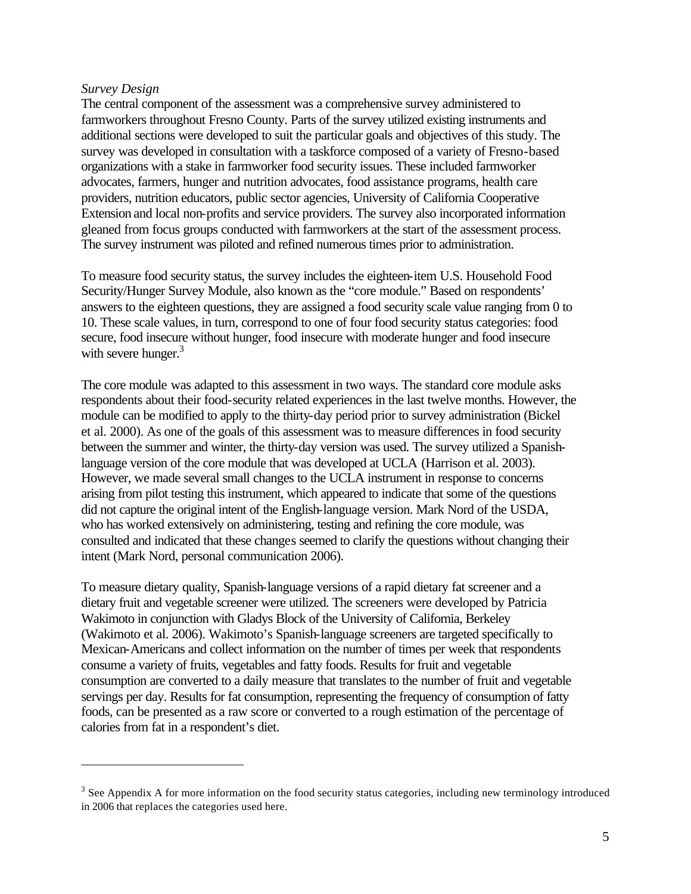*Survey Design*

The central component of the assessment was a comprehensive survey administered to farmworkers throughout Fresno County. Parts of the survey utilized existing instruments and additional sections were developed to suit the particular goals and objectives of this study. The survey was developed in consultation with a taskforce composed of a variety of Fresno-based organizations with a stake in farmworker food security issues. These included farmworker advocates, farmers, hunger and nutrition advocates, food assistance programs, health care providers, nutrition educators, public sector agencies, University of California Cooperative Extension and local non-profits and service providers. The survey also incorporated information gleaned from focus groups conducted with farmworkers at the start of the assessment process. The survey instrument was piloted and refined numerous times prior to administration.

To measure food security status, the survey includes the eighteen-item U.S. Household Food Security/Hunger Survey Module, also known as the "core module." Based on respondents' answers to the eighteen questions, they are assigned a food security scale value ranging from 0 to 10. These scale values, in turn, correspond to one of four food security status categories: food secure, food insecure without hunger, food insecure with moderate hunger and food insecure with severe hunger.[3]

The core module was adapted to this assessment in two ways. The standard core module asks respondents about their food-security related experiences in the last twelve months. However, the module can be modified to apply to the thirty-day period prior to survey administration (Bickel et al. 2000). As one of the goals of this assessment was to measure differences in food security between the summer and winter, the thirty-day version was used. The survey utilized a Spanish-language version of the core module that was developed at UCLA (Harrison et al. 2003). However, we made several small changes to the UCLA instrument in response to concerns arising from pilot testing this instrument, which appeared to indicate that some of the questions did not capture the original intent of the English-language version. Mark Nord of the USDA, who has worked extensively on administering, testing and refining the core module, was consulted and indicated that these changes seemed to clarify the questions without changing their intent (Mark Nord, personal communication 2006).

To measure dietary quality, Spanish-language versions of a rapid dietary fat screener and a dietary fruit and vegetable screener were utilized. The screeners were developed by Patricia Wakimoto in conjunction with Gladys Block of the University of California, Berkeley (Wakimoto et al. 2006). Wakimoto's Spanish-language screeners are targeted specifically to Mexican-Americans and collect information on the number of times per week that respondents consume a variety of fruits, vegetables and fatty foods. Results for fruit and vegetable consumption are converted to a daily measure that translates to the number of fruit and vegetable servings per day. Results for fat consumption, representing the frequency of consumption of fatty foods, can be presented as a raw score or converted to a rough estimation of the percentage of calories from fat in a respondent's diet.

---

[3] See Appendix A for more information on the food security status categories, including new terminology introduced in 2006 that replaces the categories used here.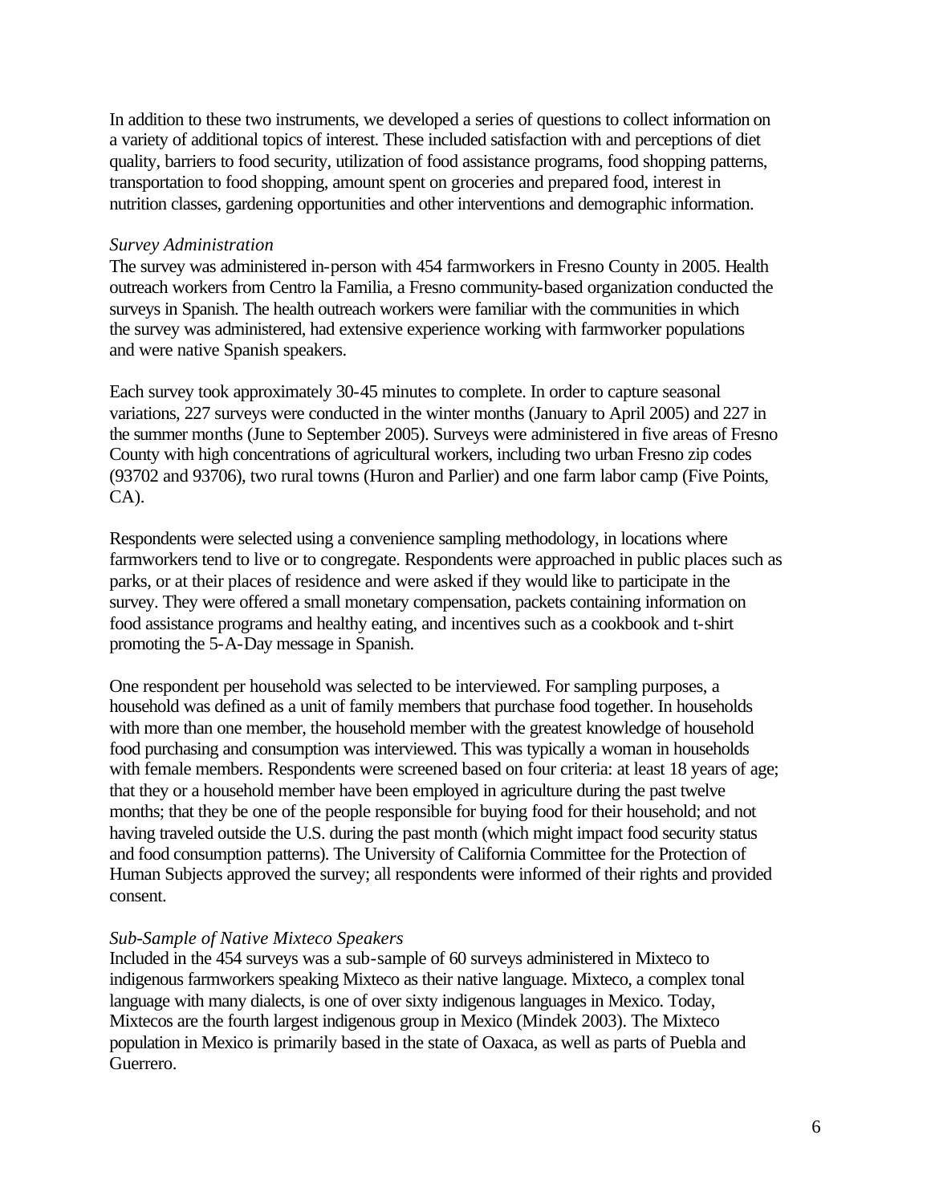In addition to these two instruments, we developed a series of questions to collect information on a variety of additional topics of interest. These included satisfaction with and perceptions of diet quality, barriers to food security, utilization of food assistance programs, food shopping patterns, transportation to food shopping, amount spent on groceries and prepared food, interest in nutrition classes, gardening opportunities and other interventions and demographic information.

*Survey Administration*

The survey was administered in-person with 454 farmworkers in Fresno County in 2005. Health outreach workers from Centro la Familia, a Fresno community-based organization conducted the surveys in Spanish. The health outreach workers were familiar with the communities in which the survey was administered, had extensive experience working with farmworker populations and were native Spanish speakers.

Each survey took approximately 30-45 minutes to complete. In order to capture seasonal variations, 227 surveys were conducted in the winter months (January to April 2005) and 227 in the summer months (June to September 2005). Surveys were administered in five areas of Fresno County with high concentrations of agricultural workers, including two urban Fresno zip codes (93702 and 93706), two rural towns (Huron and Parlier) and one farm labor camp (Five Points, CA).

Respondents were selected using a convenience sampling methodology, in locations where farmworkers tend to live or to congregate. Respondents were approached in public places such as parks, or at their places of residence and were asked if they would like to participate in the survey. They were offered a small monetary compensation, packets containing information on food assistance programs and healthy eating, and incentives such as a cookbook and t-shirt promoting the 5-A-Day message in Spanish.

One respondent per household was selected to be interviewed. For sampling purposes, a household was defined as a unit of family members that purchase food together. In households with more than one member, the household member with the greatest knowledge of household food purchasing and consumption was interviewed. This was typically a woman in households with female members. Respondents were screened based on four criteria: at least 18 years of age; that they or a household member have been employed in agriculture during the past twelve months; that they be one of the people responsible for buying food for their household; and not having traveled outside the U.S. during the past month (which might impact food security status and food consumption patterns). The University of California Committee for the Protection of Human Subjects approved the survey; all respondents were informed of their rights and provided consent.

*Sub-Sample of Native Mixteco Speakers*

Included in the 454 surveys was a sub-sample of 60 surveys administered in Mixteco to indigenous farmworkers speaking Mixteco as their native language. Mixteco, a complex tonal language with many dialects, is one of over sixty indigenous languages in Mexico. Today, Mixtecos are the fourth largest indigenous group in Mexico (Mindek 2003). The Mixteco population in Mexico is primarily based in the state of Oaxaca, as well as parts of Puebla and Guerrero.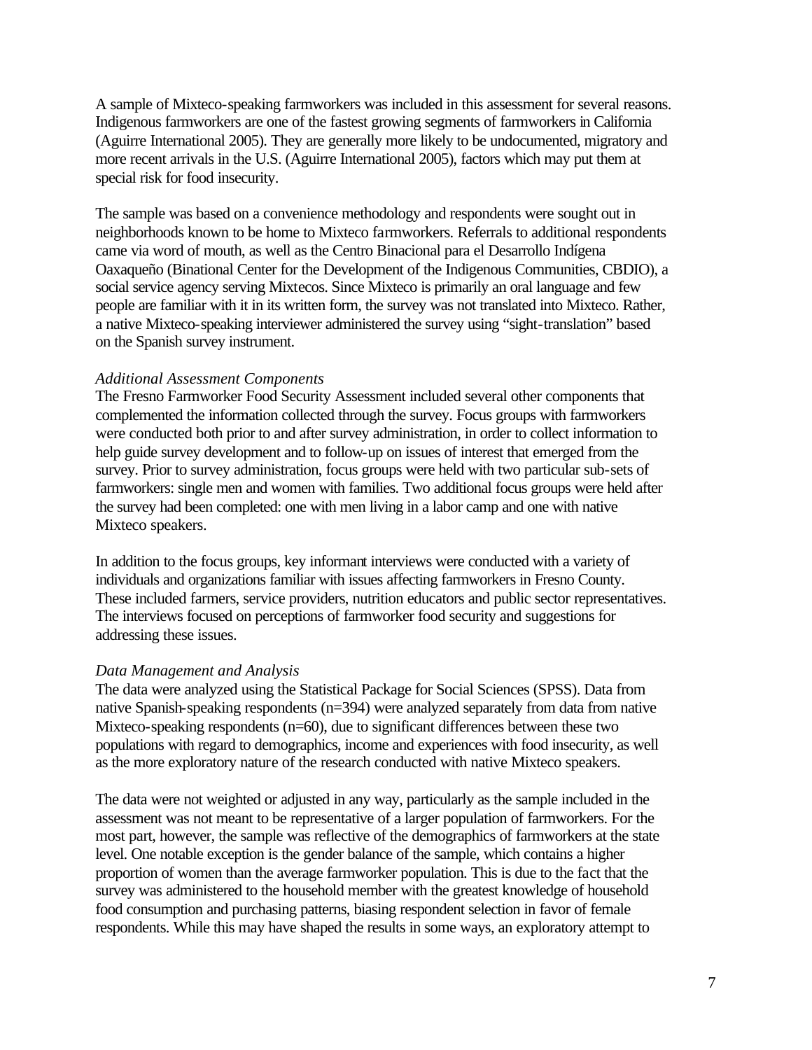A sample of Mixteco-speaking farmworkers was included in this assessment for several reasons. Indigenous farmworkers are one of the fastest growing segments of farmworkers in California (Aguirre International 2005). They are generally more likely to be undocumented, migratory and more recent arrivals in the U.S. (Aguirre International 2005), factors which may put them at special risk for food insecurity.

The sample was based on a convenience methodology and respondents were sought out in neighborhoods known to be home to Mixteco farmworkers. Referrals to additional respondents came via word of mouth, as well as the Centro Binacional para el Desarrollo Indígena Oaxaqueño (Binational Center for the Development of the Indigenous Communities, CBDIO), a social service agency serving Mixtecos. Since Mixteco is primarily an oral language and few people are familiar with it in its written form, the survey was not translated into Mixteco. Rather, a native Mixteco-speaking interviewer administered the survey using "sight-translation" based on the Spanish survey instrument.

*Additional Assessment Components*

The Fresno Farmworker Food Security Assessment included several other components that complemented the information collected through the survey. Focus groups with farmworkers were conducted both prior to and after survey administration, in order to collect information to help guide survey development and to follow-up on issues of interest that emerged from the survey. Prior to survey administration, focus groups were held with two particular sub-sets of farmworkers: single men and women with families. Two additional focus groups were held after the survey had been completed: one with men living in a labor camp and one with native Mixteco speakers.

In addition to the focus groups, key informant interviews were conducted with a variety of individuals and organizations familiar with issues affecting farmworkers in Fresno County. These included farmers, service providers, nutrition educators and public sector representatives. The interviews focused on perceptions of farmworker food security and suggestions for addressing these issues.

*Data Management and Analysis*

The data were analyzed using the Statistical Package for Social Sciences (SPSS). Data from native Spanish-speaking respondents (n=394) were analyzed separately from data from native Mixteco-speaking respondents (n=60), due to significant differences between these two populations with regard to demographics, income and experiences with food insecurity, as well as the more exploratory nature of the research conducted with native Mixteco speakers.

The data were not weighted or adjusted in any way, particularly as the sample included in the assessment was not meant to be representative of a larger population of farmworkers. For the most part, however, the sample was reflective of the demographics of farmworkers at the state level. One notable exception is the gender balance of the sample, which contains a higher proportion of women than the average farmworker population. This is due to the fact that the survey was administered to the household member with the greatest knowledge of household food consumption and purchasing patterns, biasing respondent selection in favor of female respondents. While this may have shaped the results in some ways, an exploratory attempt to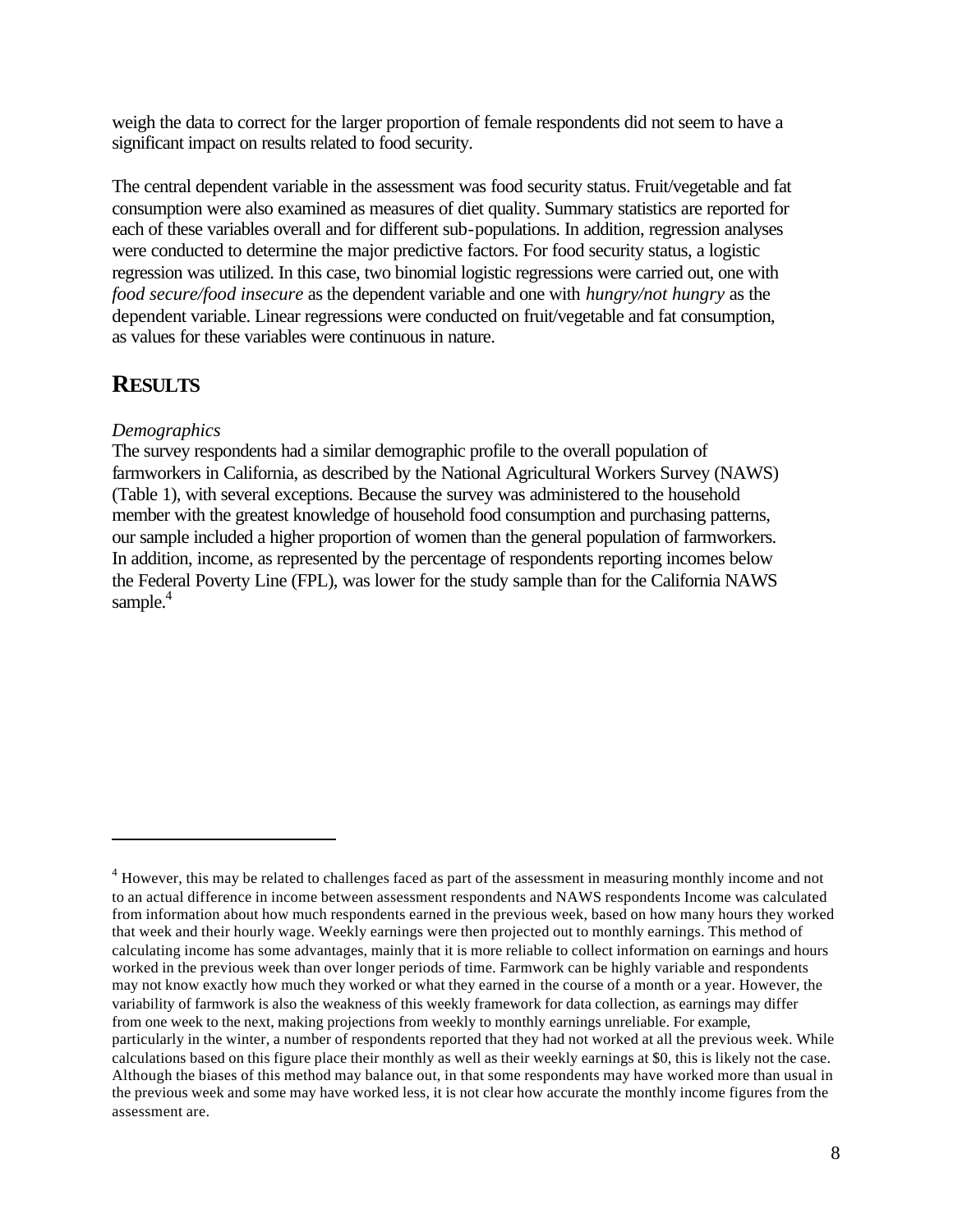weigh the data to correct for the larger proportion of female respondents did not seem to have a significant impact on results related to food security.

The central dependent variable in the assessment was food security status. Fruit/vegetable and fat consumption were also examined as measures of diet quality. Summary statistics are reported for each of these variables overall and for different sub-populations. In addition, regression analyses were conducted to determine the major predictive factors. For food security status, a logistic regression was utilized. In this case, two binomial logistic regressions were carried out, one with *food secure/food insecure* as the dependent variable and one with *hungry/not hungry* as the dependent variable. Linear regressions were conducted on fruit/vegetable and fat consumption, as values for these variables were continuous in nature.

## RESULTS

*Demographics*

The survey respondents had a similar demographic profile to the overall population of farmworkers in California, as described by the National Agricultural Workers Survey (NAWS) (Table 1), with several exceptions. Because the survey was administered to the household member with the greatest knowledge of household food consumption and purchasing patterns, our sample included a higher proportion of women than the general population of farmworkers. In addition, income, as represented by the percentage of respondents reporting incomes below the Federal Poverty Line (FPL), was lower for the study sample than for the California NAWS sample.[4]

---

[4] However, this may be related to challenges faced as part of the assessment in measuring monthly income and not to an actual difference in income between assessment respondents and NAWS respondents Income was calculated from information about how much respondents earned in the previous week, based on how many hours they worked that week and their hourly wage. Weekly earnings were then projected out to monthly earnings. This method of calculating income has some advantages, mainly that it is more reliable to collect information on earnings and hours worked in the previous week than over longer periods of time. Farmwork can be highly variable and respondents may not know exactly how much they worked or what they earned in the course of a month or a year. However, the variability of farmwork is also the weakness of this weekly framework for data collection, as earnings may differ from one week to the next, making projections from weekly to monthly earnings unreliable. For example, particularly in the winter, a number of respondents reported that they had not worked at all the previous week. While calculations based on this figure place their monthly as well as their weekly earnings at $0, this is likely not the case. Although the biases of this method may balance out, in that some respondents may have worked more than usual in the previous week and some may have worked less, it is not clear how accurate the monthly income figures from the assessment are.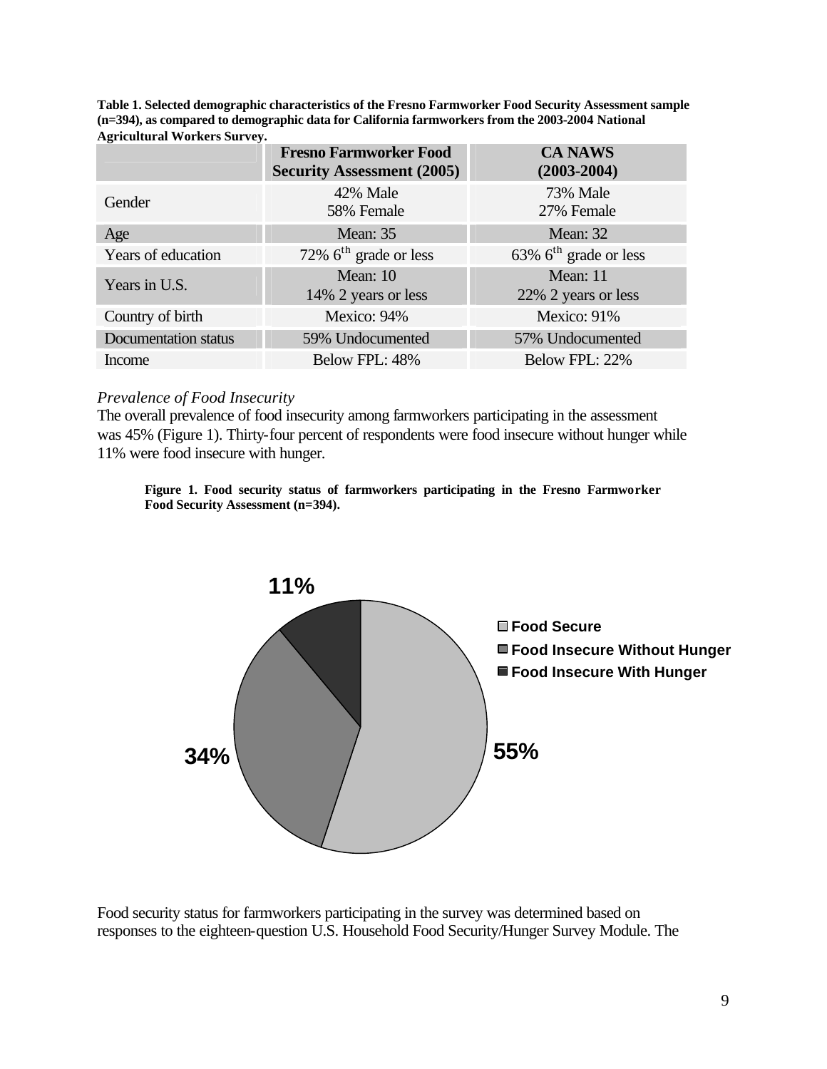**Table 1. Selected demographic characteristics of the Fresno Farmworker Food Security Assessment sample (n=394), as compared to demographic data for California farmworkers from the 2003-2004 National Agricultural Workers Survey.**

| | Fresno Farmworker Food Security Assessment (2005) | CA NAWS (2003-2004) |
|---|---|---|
| Gender | 42% Male<br>58% Female | 73% Male<br>27% Female |
| Age | Mean: 35 | Mean: 32 |
| Years of education | 72% 6th grade or less | 63% 6th grade or less |
| Years in U.S. | Mean: 10<br>14% 2 years or less | Mean: 11<br>22% 2 years or less |
| Country of birth | Mexico: 94% | Mexico: 91% |
| Documentation status | 59% Undocumented | 57% Undocumented |
| Income | Below FPL: 48% | Below FPL: 22% |

*Prevalence of Food Insecurity*

The overall prevalence of food insecurity among farmworkers participating in the assessment was 45% (Figure 1). Thirty-four percent of respondents were food insecure without hunger while 11% were food insecure with hunger.

**Figure 1. Food security status of farmworkers participating in the Fresno Farmworker Food Security Assessment (n=394).**

Food Secure: 55%; Food Insecure Without Hunger: 34%; Food Insecure With Hunger: 11%

Food security status for farmworkers participating in the survey was determined based on responses to the eighteen-question U.S. Household Food Security/Hunger Survey Module. The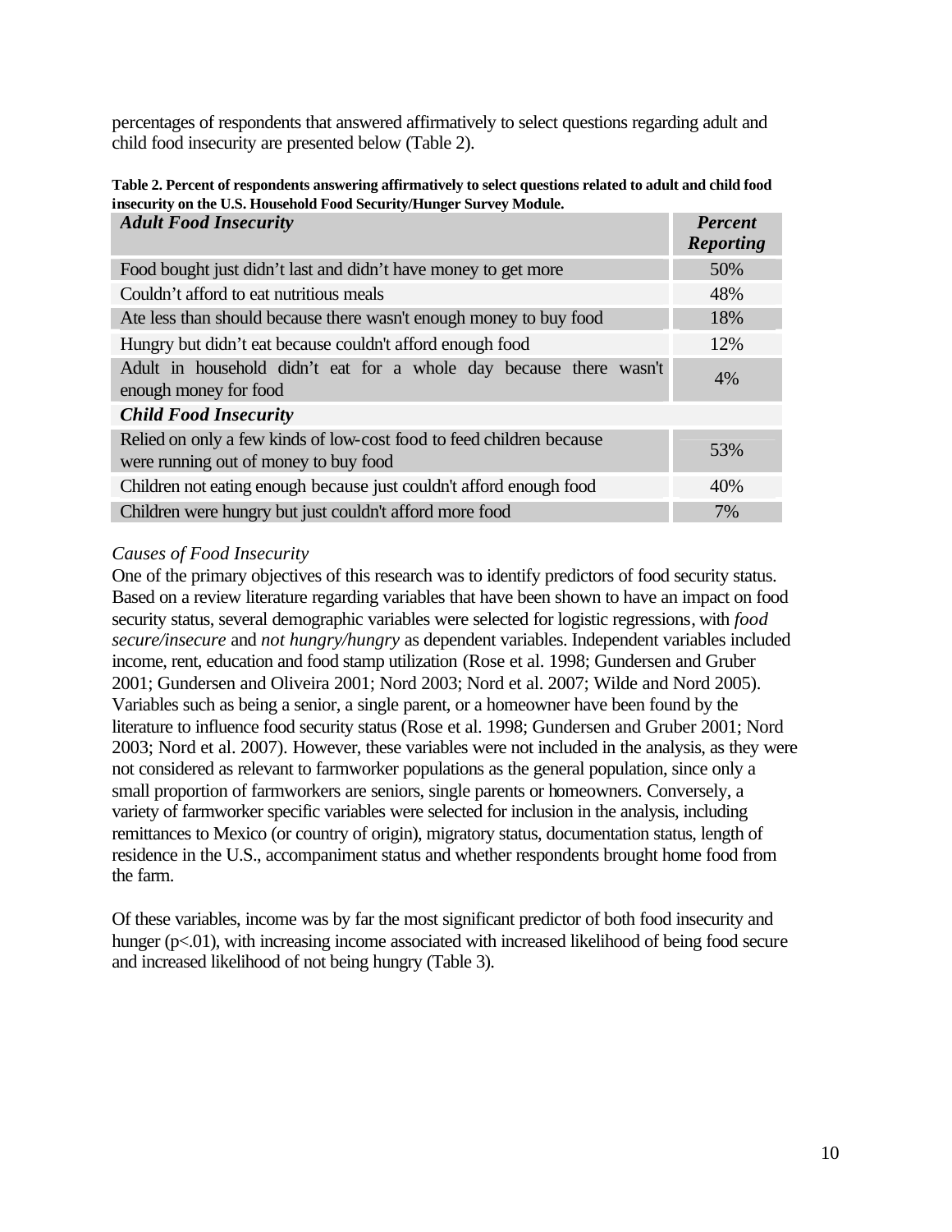percentages of respondents that answered affirmatively to select questions regarding adult and child food insecurity are presented below (Table 2).

**Table 2. Percent of respondents answering affirmatively to select questions related to adult and child food insecurity on the U.S. Household Food Security/Hunger Survey Module.**

| ***Adult Food Insecurity*** | ***Percent Reporting*** |
|---|---|
| Food bought just didn't last and didn't have money to get more | 50% |
| Couldn't afford to eat nutritious meals | 48% |
| Ate less than should because there wasn't enough money to buy food | 18% |
| Hungry but didn't eat because couldn't afford enough food | 12% |
| Adult in household didn't eat for a whole day because there wasn't enough money for food | 4% |
| ***Child Food Insecurity*** | |
| Relied on only a few kinds of low-cost food to feed children because were running out of money to buy food | 53% |
| Children not eating enough because just couldn't afford enough food | 40% |
| Children were hungry but just couldn't afford more food | 7% |

*Causes of Food Insecurity*

One of the primary objectives of this research was to identify predictors of food security status. Based on a review literature regarding variables that have been shown to have an impact on food security status, several demographic variables were selected for logistic regressions, with *food secure/insecure* and *not hungry/hungry* as dependent variables. Independent variables included income, rent, education and food stamp utilization (Rose et al. 1998; Gundersen and Gruber 2001; Gundersen and Oliveira 2001; Nord 2003; Nord et al. 2007; Wilde and Nord 2005). Variables such as being a senior, a single parent, or a homeowner have been found by the literature to influence food security status (Rose et al. 1998; Gundersen and Gruber 2001; Nord 2003; Nord et al. 2007). However, these variables were not included in the analysis, as they were not considered as relevant to farmworker populations as the general population, since only a small proportion of farmworkers are seniors, single parents or homeowners. Conversely, a variety of farmworker specific variables were selected for inclusion in the analysis, including remittances to Mexico (or country of origin), migratory status, documentation status, length of residence in the U.S., accompaniment status and whether respondents brought home food from the farm.

Of these variables, income was by far the most significant predictor of both food insecurity and hunger ($p<.01$), with increasing income associated with increased likelihood of being food secure and increased likelihood of not being hungry (Table 3).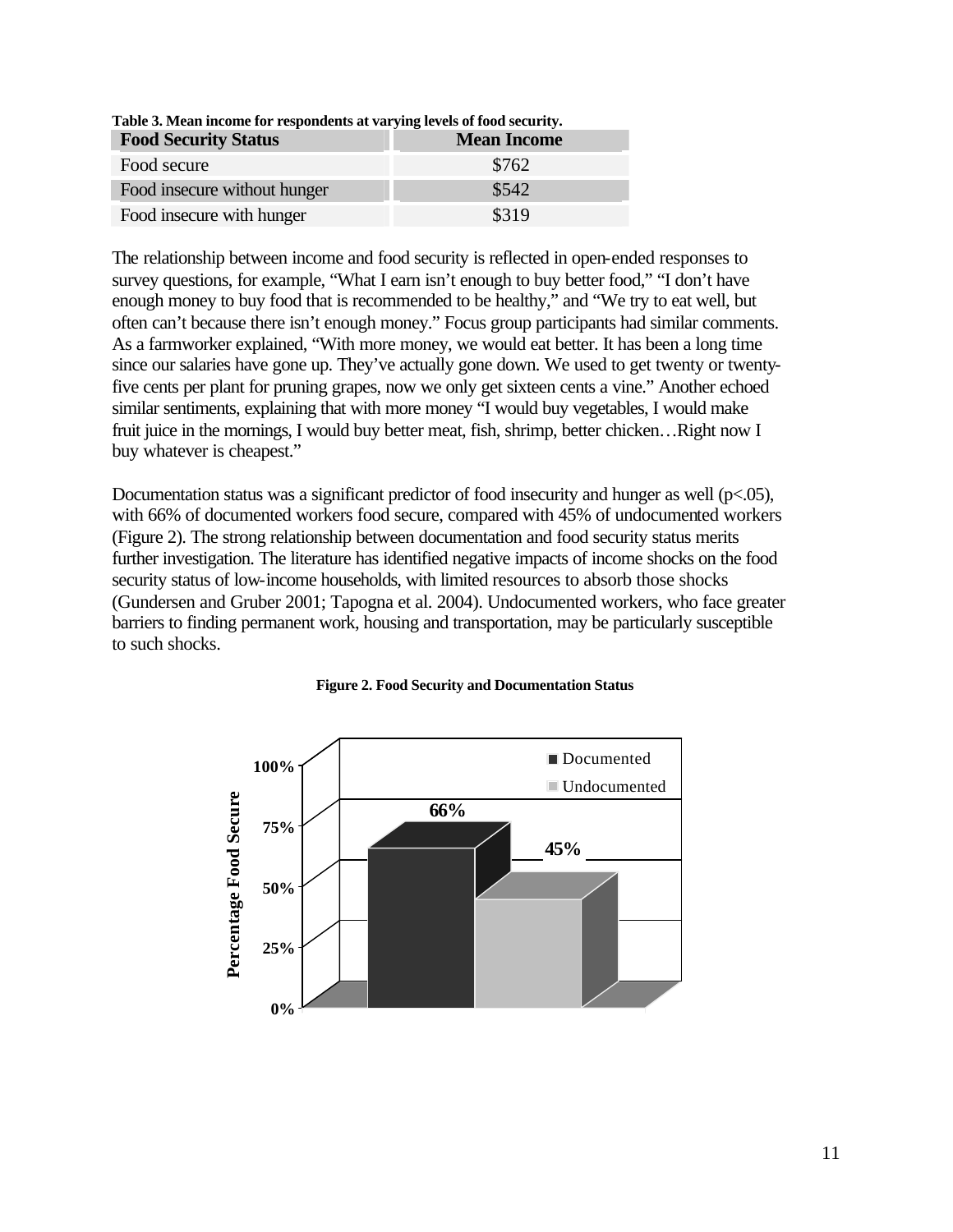**Table 3. Mean income for respondents at varying levels of food security.**

| Food Security Status | Mean Income |
|---|---|
| Food secure | \$762 |
| Food insecure without hunger | \$542 |
| Food insecure with hunger | \$319 |

The relationship between income and food security is reflected in open-ended responses to survey questions, for example, "What I earn isn't enough to buy better food," "I don't have enough money to buy food that is recommended to be healthy," and "We try to eat well, but often can't because there isn't enough money." Focus group participants had similar comments. As a farmworker explained, "With more money, we would eat better. It has been a long time since our salaries have gone up. They've actually gone down. We used to get twenty or twenty-five cents per plant for pruning grapes, now we only get sixteen cents a vine." Another echoed similar sentiments, explaining that with more money "I would buy vegetables, I would make fruit juice in the mornings, I would buy better meat, fish, shrimp, better chicken…Right now I buy whatever is cheapest."

Documentation status was a significant predictor of food insecurity and hunger as well ($p<.05$), with 66% of documented workers food secure, compared with 45% of undocumented workers (Figure 2). The strong relationship between documentation and food security status merits further investigation. The literature has identified negative impacts of income shocks on the food security status of low-income households, with limited resources to absorb those shocks (Gundersen and Gruber 2001; Tapogna et al. 2004). Undocumented workers, who face greater barriers to finding permanent work, housing and transportation, may be particularly susceptible to such shocks.

**Figure 2. Food Security and Documentation Status**

| Documentation Status | Percentage Food Secure |
|---|---|
| Documented | 66% |
| Undocumented | 45% |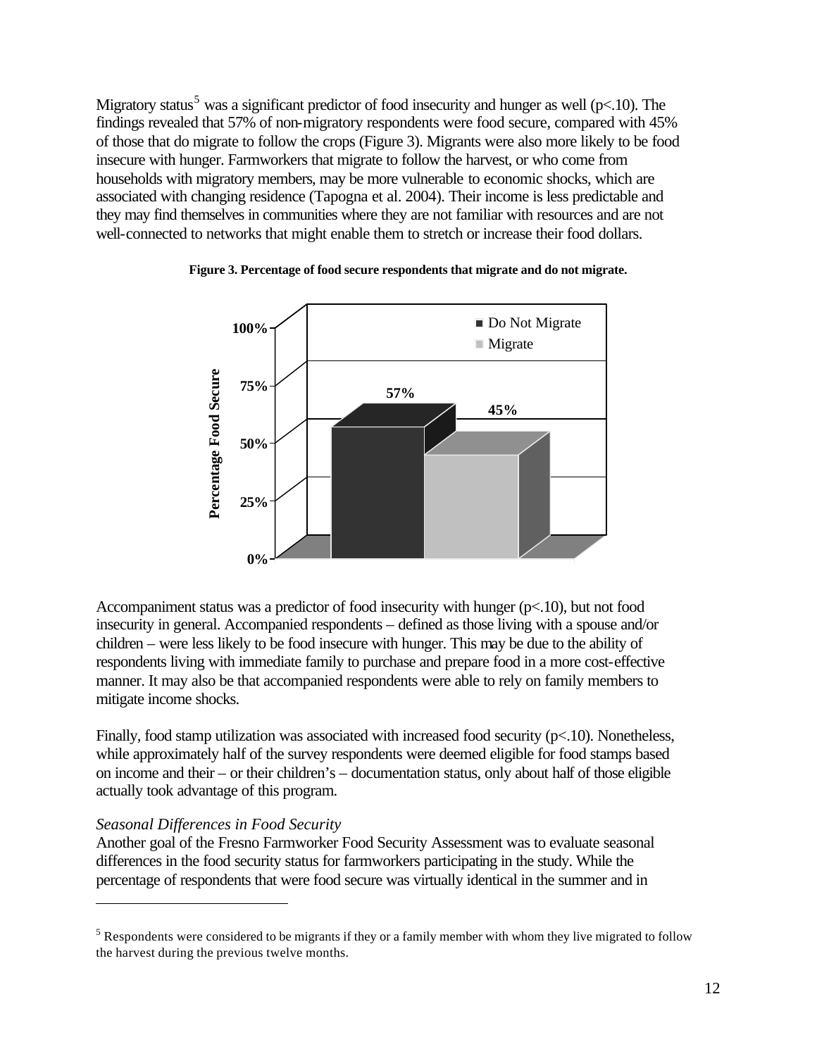Migratory status[5] was a significant predictor of food insecurity and hunger as well ($p<.10$). The findings revealed that 57% of non-migratory respondents were food secure, compared with 45% of those that do migrate to follow the crops (Figure 3). Migrants were also more likely to be food insecure with hunger. Farmworkers that migrate to follow the harvest, or who come from households with migratory members, may be more vulnerable to economic shocks, which are associated with changing residence (Tapogna et al. 2004). Their income is less predictable and they may find themselves in communities where they are not familiar with resources and are not well-connected to networks that might enable them to stretch or increase their food dollars.

**Figure 3. Percentage of food secure respondents that migrate and do not migrate.**

| | Percentage Food Secure |
|---|---|
| Do Not Migrate | 57% |
| Migrate | 45% |

Accompaniment status was a predictor of food insecurity with hunger ($p<.10$), but not food insecurity in general. Accompanied respondents – defined as those living with a spouse and/or children – were less likely to be food insecure with hunger. This may be due to the ability of respondents living with immediate family to purchase and prepare food in a more cost-effective manner. It may also be that accompanied respondents were able to rely on family members to mitigate income shocks.

Finally, food stamp utilization was associated with increased food security ($p<.10$). Nonetheless, while approximately half of the survey respondents were deemed eligible for food stamps based on income and their – or their children's – documentation status, only about half of those eligible actually took advantage of this program.

*Seasonal Differences in Food Security*

Another goal of the Fresno Farmworker Food Security Assessment was to evaluate seasonal differences in the food security status for farmworkers participating in the study. While the percentage of respondents that were food secure was virtually identical in the summer and in

---

[5] Respondents were considered to be migrants if they or a family member with whom they live migrated to follow the harvest during the previous twelve months.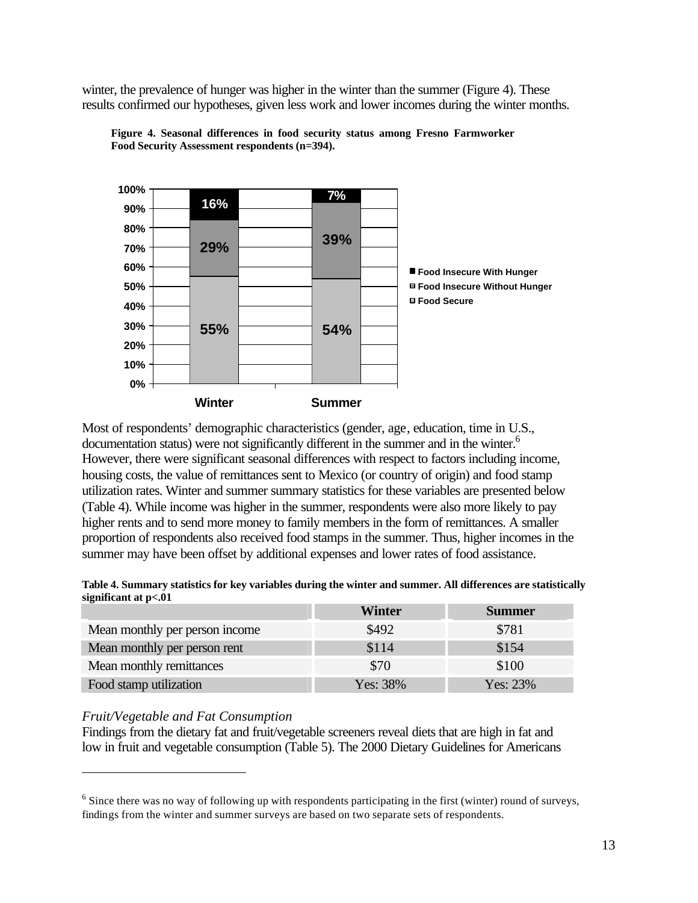winter, the prevalence of hunger was higher in the winter than the summer (Figure 4). These results confirmed our hypotheses, given less work and lower incomes during the winter months.

**Figure 4. Seasonal differences in food security status among Fresno Farmworker Food Security Assessment respondents (n=394).**

| | Winter | Summer |
|---|---|---|
| Food Insecure With Hunger | 16% | 7% |
| Food Insecure Without Hunger | 29% | 39% |
| Food Secure | 55% | 54% |

Most of respondents' demographic characteristics (gender, age, education, time in U.S., documentation status) were not significantly different in the summer and in the winter.[6] However, there were significant seasonal differences with respect to factors including income, housing costs, the value of remittances sent to Mexico (or country of origin) and food stamp utilization rates. Winter and summer summary statistics for these variables are presented below (Table 4). While income was higher in the summer, respondents were also more likely to pay higher rents and to send more money to family members in the form of remittances. A smaller proportion of respondents also received food stamps in the summer. Thus, higher incomes in the summer may have been offset by additional expenses and lower rates of food assistance.

**Table 4. Summary statistics for key variables during the winter and summer. All differences are statistically significant at p<.01**

| | Winter | Summer |
|---|---|---|
| Mean monthly per person income | $492 | $781 |
| Mean monthly per person rent | $114 | $154 |
| Mean monthly remittances | $70 | $100 |
| Food stamp utilization | Yes: 38% | Yes: 23% |

*Fruit/Vegetable and Fat Consumption*

Findings from the dietary fat and fruit/vegetable screeners reveal diets that are high in fat and low in fruit and vegetable consumption (Table 5). The 2000 Dietary Guidelines for Americans

[6] Since there was no way of following up with respondents participating in the first (winter) round of surveys, findings from the winter and summer surveys are based on two separate sets of respondents.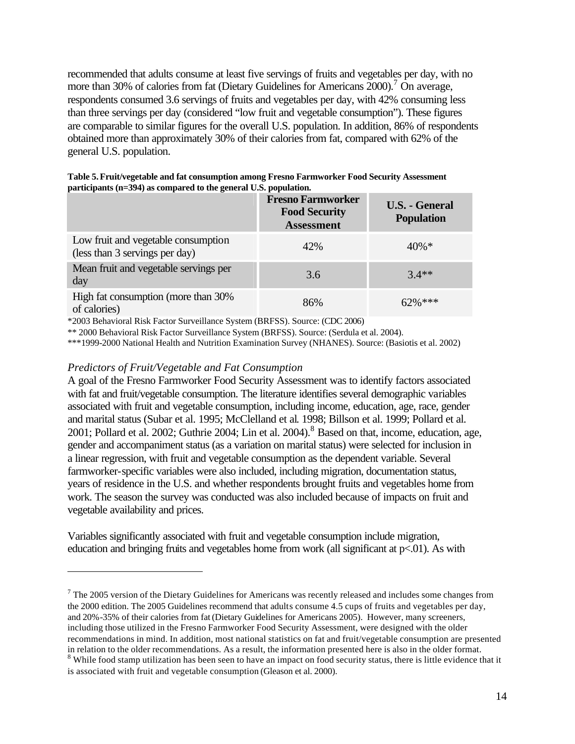recommended that adults consume at least five servings of fruits and vegetables per day, with no more than 30% of calories from fat (Dietary Guidelines for Americans 2000).[7] On average, respondents consumed 3.6 servings of fruits and vegetables per day, with 42% consuming less than three servings per day (considered "low fruit and vegetable consumption"). These figures are comparable to similar figures for the overall U.S. population. In addition, 86% of respondents obtained more than approximately 30% of their calories from fat, compared with 62% of the general U.S. population.

**Table 5. Fruit/vegetable and fat consumption among Fresno Farmworker Food Security Assessment participants (n=394) as compared to the general U.S. population.**

| | Fresno Farmworker Food Security Assessment | U.S. - General Population |
|---|---|---|
| Low fruit and vegetable consumption (less than 3 servings per day) | 42% | 40%* |
| Mean fruit and vegetable servings per day | 3.6 | 3.4** |
| High fat consumption (more than 30% of calories) | 86% | 62%*** |

*2003 Behavioral Risk Factor Surveillance System (BRFSS). Source: (CDC 2006)

** 2000 Behavioral Risk Factor Surveillance System (BRFSS). Source: (Serdula et al. 2004).

***1999-2000 National Health and Nutrition Examination Survey (NHANES). Source: (Basiotis et al. 2002)

### *Predictors of Fruit/Vegetable and Fat Consumption*

A goal of the Fresno Farmworker Food Security Assessment was to identify factors associated with fat and fruit/vegetable consumption. The literature identifies several demographic variables associated with fruit and vegetable consumption, including income, education, age, race, gender and marital status (Subar et al. 1995; McClelland et al. 1998; Billson et al. 1999; Pollard et al. 2001; Pollard et al. 2002; Guthrie 2004; Lin et al. 2004).[8] Based on that, income, education, age, gender and accompaniment status (as a variation on marital status) were selected for inclusion in a linear regression, with fruit and vegetable consumption as the dependent variable. Several farmworker-specific variables were also included, including migration, documentation status, years of residence in the U.S. and whether respondents brought fruits and vegetables home from work. The season the survey was conducted was also included because of impacts on fruit and vegetable availability and prices.

Variables significantly associated with fruit and vegetable consumption include migration, education and bringing fruits and vegetables home from work (all significant at $p<.01$). As with

---

[7] The 2005 version of the Dietary Guidelines for Americans was recently released and includes some changes from the 2000 edition. The 2005 Guidelines recommend that adults consume 4.5 cups of fruits and vegetables per day, and 20%-35% of their calories from fat (Dietary Guidelines for Americans 2005). However, many screeners, including those utilized in the Fresno Farmworker Food Security Assessment, were designed with the older recommendations in mind. In addition, most national statistics on fat and fruit/vegetable consumption are presented in relation to the older recommendations. As a result, the information presented here is also in the older format.

[8] While food stamp utilization has been seen to have an impact on food security status, there is little evidence that it is associated with fruit and vegetable consumption (Gleason et al. 2000).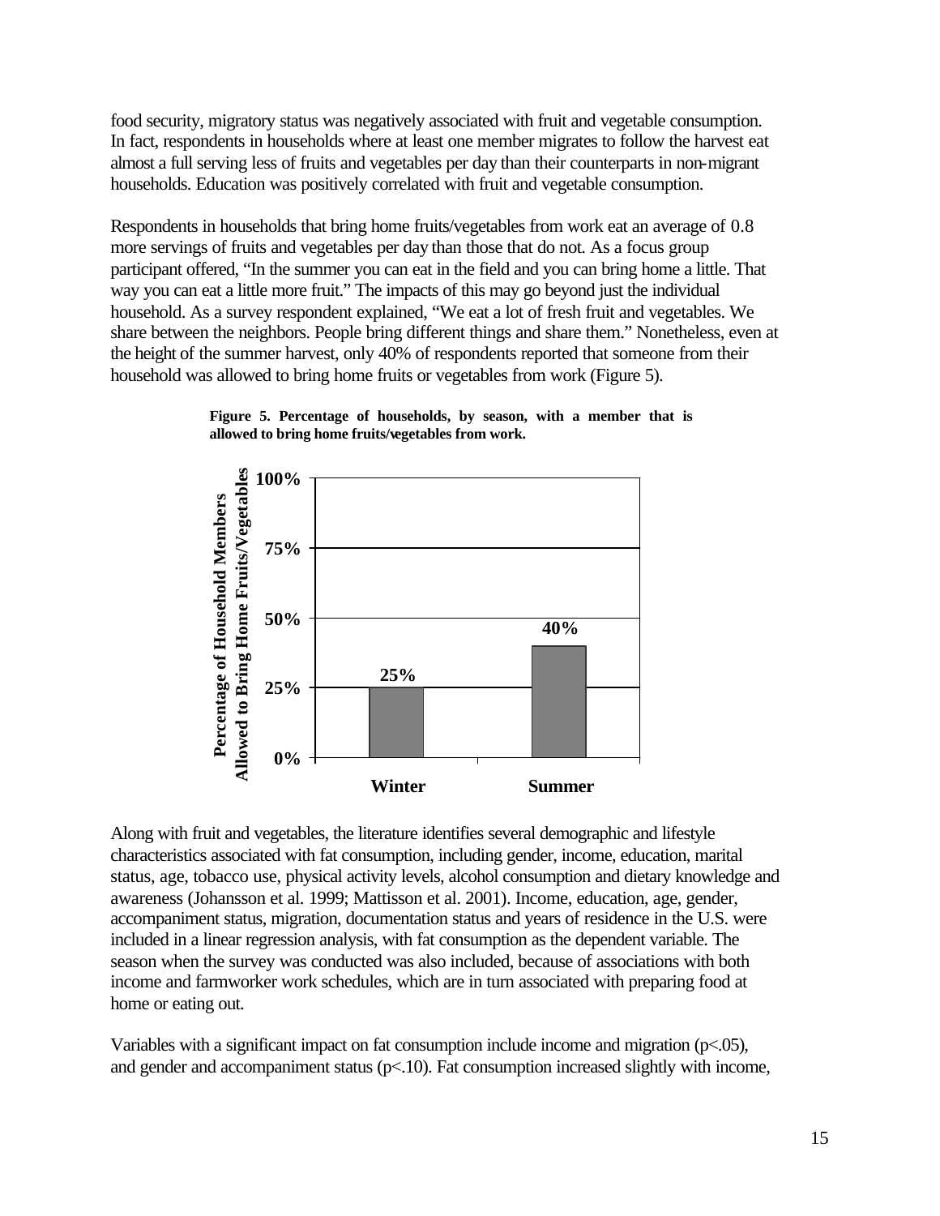food security, migratory status was negatively associated with fruit and vegetable consumption. In fact, respondents in households where at least one member migrates to follow the harvest eat almost a full serving less of fruits and vegetables per day than their counterparts in non-migrant households. Education was positively correlated with fruit and vegetable consumption.

Respondents in households that bring home fruits/vegetables from work eat an average of 0.8 more servings of fruits and vegetables per day than those that do not. As a focus group participant offered, "In the summer you can eat in the field and you can bring home a little. That way you can eat a little more fruit." The impacts of this may go beyond just the individual household. As a survey respondent explained, "We eat a lot of fresh fruit and vegetables. We share between the neighbors. People bring different things and share them." Nonetheless, even at the height of the summer harvest, only 40% of respondents reported that someone from their household was allowed to bring home fruits or vegetables from work (Figure 5).

**Figure 5. Percentage of households, by season, with a member that is allowed to bring home fruits/vegetables from work.**

| Season | Percentage of Household Members Allowed to Bring Home Fruits/Vegetables |
|---|---|
| Winter | 25% |
| Summer | 40% |

Along with fruit and vegetables, the literature identifies several demographic and lifestyle characteristics associated with fat consumption, including gender, income, education, marital status, age, tobacco use, physical activity levels, alcohol consumption and dietary knowledge and awareness (Johansson et al. 1999; Mattisson et al. 2001). Income, education, age, gender, accompaniment status, migration, documentation status and years of residence in the U.S. were included in a linear regression analysis, with fat consumption as the dependent variable. The season when the survey was conducted was also included, because of associations with both income and farmworker work schedules, which are in turn associated with preparing food at home or eating out.

Variables with a significant impact on fat consumption include income and migration ($p<.05$), and gender and accompaniment status ($p<.10$). Fat consumption increased slightly with income,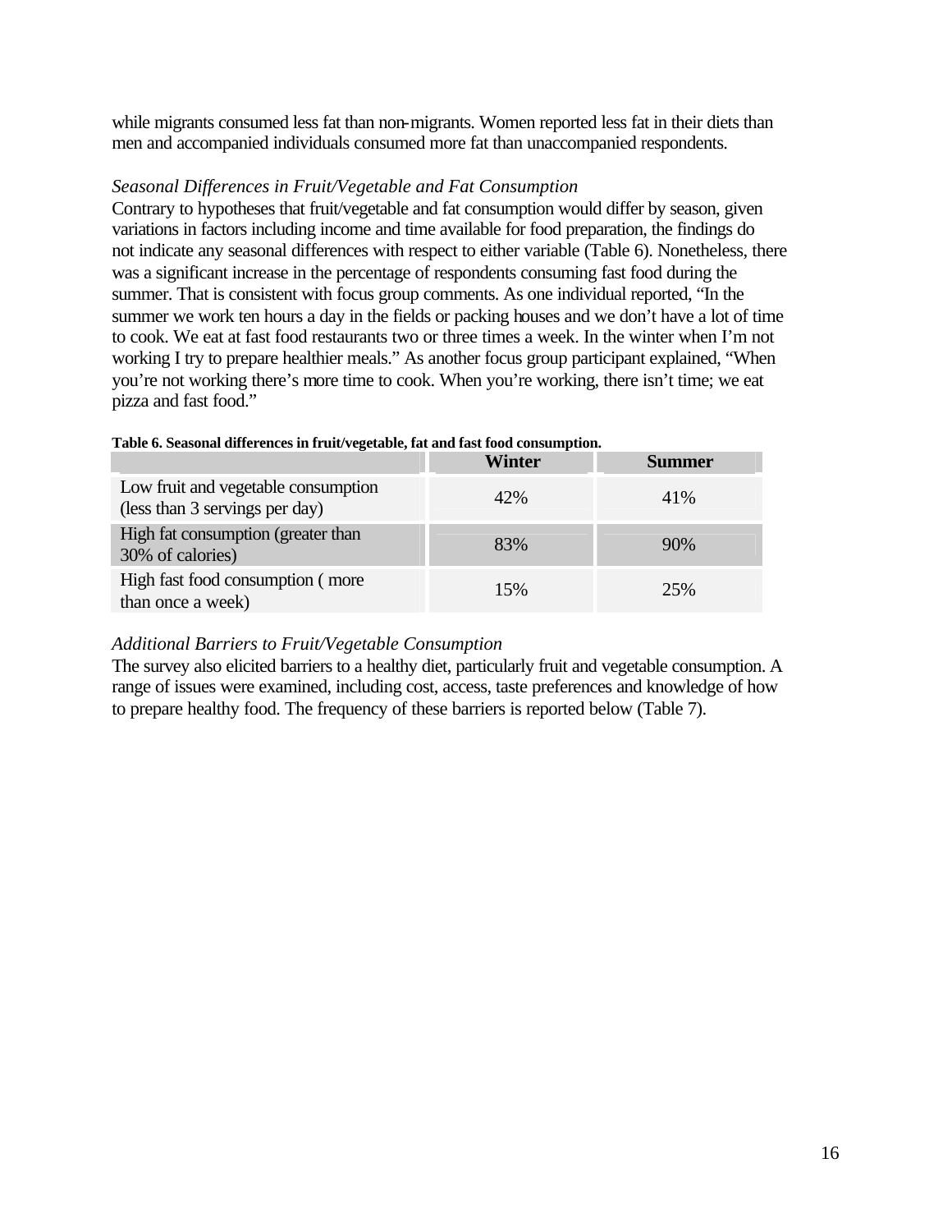while migrants consumed less fat than non-migrants. Women reported less fat in their diets than men and accompanied individuals consumed more fat than unaccompanied respondents.

*Seasonal Differences in Fruit/Vegetable and Fat Consumption*

Contrary to hypotheses that fruit/vegetable and fat consumption would differ by season, given variations in factors including income and time available for food preparation, the findings do not indicate any seasonal differences with respect to either variable (Table 6). Nonetheless, there was a significant increase in the percentage of respondents consuming fast food during the summer. That is consistent with focus group comments. As one individual reported, "In the summer we work ten hours a day in the fields or packing houses and we don't have a lot of time to cook. We eat at fast food restaurants two or three times a week. In the winter when I'm not working I try to prepare healthier meals." As another focus group participant explained, "When you're not working there's more time to cook. When you're working, there isn't time; we eat pizza and fast food."

**Table 6. Seasonal differences in fruit/vegetable, fat and fast food consumption.**

| | Winter | Summer |
|---|---|---|
| Low fruit and vegetable consumption (less than 3 servings per day) | 42% | 41% |
| High fat consumption (greater than 30% of calories) | 83% | 90% |
| High fast food consumption ( more than once a week) | 15% | 25% |

*Additional Barriers to Fruit/Vegetable Consumption*

The survey also elicited barriers to a healthy diet, particularly fruit and vegetable consumption. A range of issues were examined, including cost, access, taste preferences and knowledge of how to prepare healthy food. The frequency of these barriers is reported below (Table 7).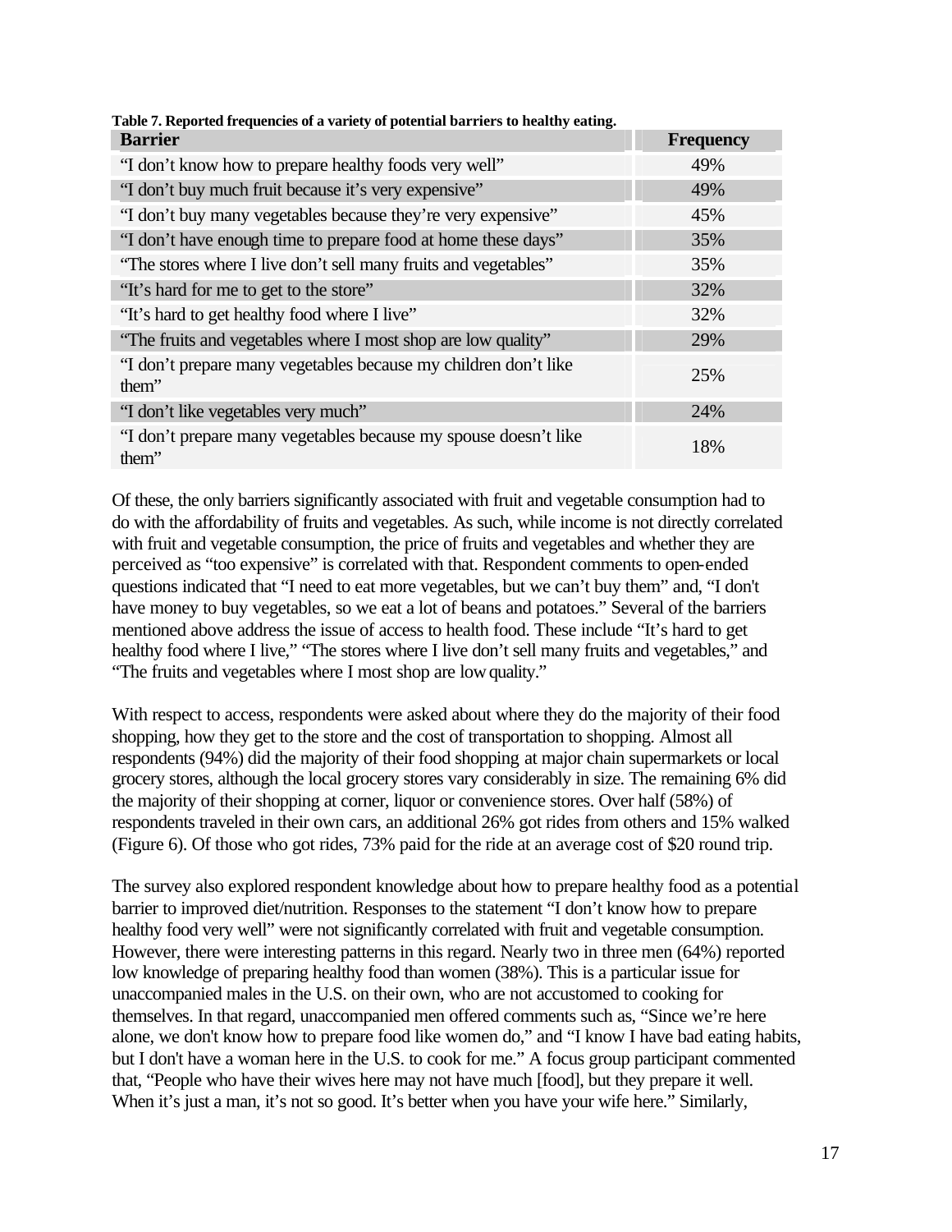**Table 7. Reported frequencies of a variety of potential barriers to healthy eating.**

| Barrier | Frequency |
|---|---|
| "I don't know how to prepare healthy foods very well" | 49% |
| "I don't buy much fruit because it's very expensive" | 49% |
| "I don't buy many vegetables because they're very expensive" | 45% |
| "I don't have enough time to prepare food at home these days" | 35% |
| "The stores where I live don't sell many fruits and vegetables" | 35% |
| "It's hard for me to get to the store" | 32% |
| "It's hard to get healthy food where I live" | 32% |
| "The fruits and vegetables where I most shop are low quality" | 29% |
| "I don't prepare many vegetables because my children don't like them" | 25% |
| "I don't like vegetables very much" | 24% |
| "I don't prepare many vegetables because my spouse doesn't like them" | 18% |

Of these, the only barriers significantly associated with fruit and vegetable consumption had to do with the affordability of fruits and vegetables. As such, while income is not directly correlated with fruit and vegetable consumption, the price of fruits and vegetables and whether they are perceived as "too expensive" is correlated with that. Respondent comments to open-ended questions indicated that "I need to eat more vegetables, but we can't buy them" and, "I don't have money to buy vegetables, so we eat a lot of beans and potatoes." Several of the barriers mentioned above address the issue of access to health food. These include "It's hard to get healthy food where I live," "The stores where I live don't sell many fruits and vegetables," and "The fruits and vegetables where I most shop are low quality."

With respect to access, respondents were asked about where they do the majority of their food shopping, how they get to the store and the cost of transportation to shopping. Almost all respondents (94%) did the majority of their food shopping at major chain supermarkets or local grocery stores, although the local grocery stores vary considerably in size. The remaining 6% did the majority of their shopping at corner, liquor or convenience stores. Over half (58%) of respondents traveled in their own cars, an additional 26% got rides from others and 15% walked (Figure 6). Of those who got rides, 73% paid for the ride at an average cost of $20 round trip.

The survey also explored respondent knowledge about how to prepare healthy food as a potential barrier to improved diet/nutrition. Responses to the statement "I don't know how to prepare healthy food very well" were not significantly correlated with fruit and vegetable consumption. However, there were interesting patterns in this regard. Nearly two in three men (64%) reported low knowledge of preparing healthy food than women (38%). This is a particular issue for unaccompanied males in the U.S. on their own, who are not accustomed to cooking for themselves. In that regard, unaccompanied men offered comments such as, "Since we're here alone, we don't know how to prepare food like women do," and "I know I have bad eating habits, but I don't have a woman here in the U.S. to cook for me." A focus group participant commented that, "People who have their wives here may not have much [food], but they prepare it well. When it's just a man, it's not so good. It's better when you have your wife here." Similarly,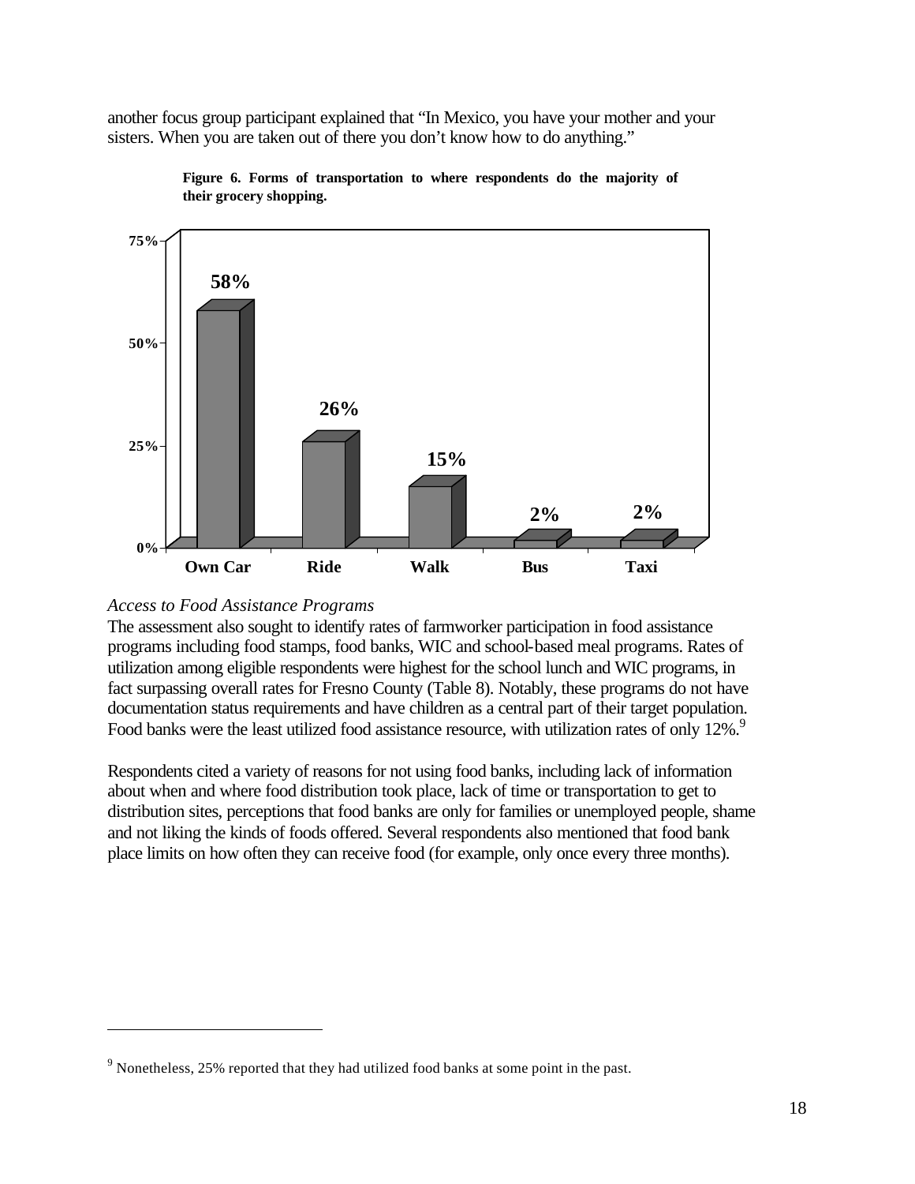another focus group participant explained that "In Mexico, you have your mother and your sisters. When you are taken out of there you don't know how to do anything."

**Figure 6. Forms of transportation to where respondents do the majority of their grocery shopping.**

| Own Car | Ride | Walk | Bus | Taxi |
|---|---|---|---|---|
| 58% | 26% | 15% | 2% | 2% |

*Access to Food Assistance Programs*

The assessment also sought to identify rates of farmworker participation in food assistance programs including food stamps, food banks, WIC and school-based meal programs. Rates of utilization among eligible respondents were highest for the school lunch and WIC programs, in fact surpassing overall rates for Fresno County (Table 8). Notably, these programs do not have documentation status requirements and have children as a central part of their target population. Food banks were the least utilized food assistance resource, with utilization rates of only 12%.[9]

Respondents cited a variety of reasons for not using food banks, including lack of information about when and where food distribution took place, lack of time or transportation to get to distribution sites, perceptions that food banks are only for families or unemployed people, shame and not liking the kinds of foods offered. Several respondents also mentioned that food bank place limits on how often they can receive food (for example, only once every three months).

[9] Nonetheless, 25% reported that they had utilized food banks at some point in the past.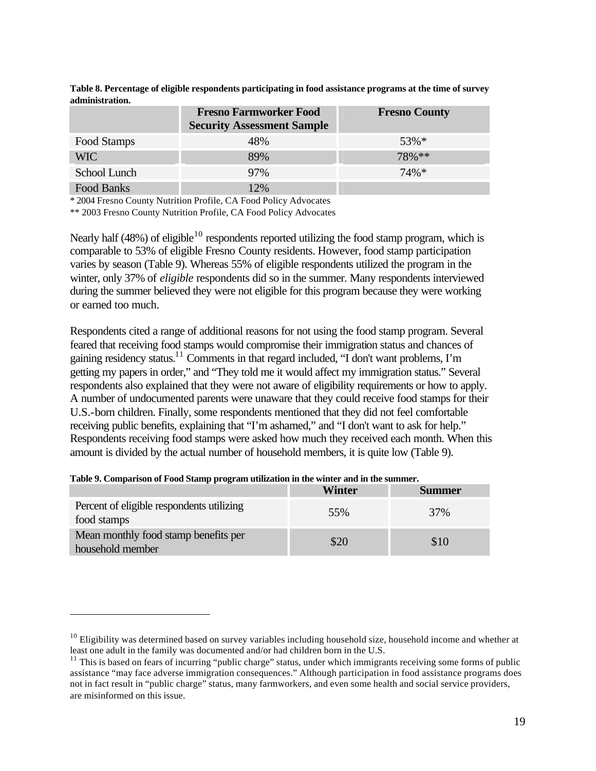**Table 8. Percentage of eligible respondents participating in food assistance programs at the time of survey administration.**

| | Fresno Farmworker Food Security Assessment Sample | Fresno County |
|---|---|---|
| Food Stamps | 48% | 53%* |
| WIC | 89% | 78%** |
| School Lunch | 97% | 74%* |
| Food Banks | 12% | |

\* 2004 Fresno County Nutrition Profile, CA Food Policy Advocates

\*\* 2003 Fresno County Nutrition Profile, CA Food Policy Advocates

Nearly half (48%) of eligible[10] respondents reported utilizing the food stamp program, which is comparable to 53% of eligible Fresno County residents. However, food stamp participation varies by season (Table 9). Whereas 55% of eligible respondents utilized the program in the winter, only 37% of *eligible* respondents did so in the summer. Many respondents interviewed during the summer believed they were not eligible for this program because they were working or earned too much.

Respondents cited a range of additional reasons for not using the food stamp program. Several feared that receiving food stamps would compromise their immigration status and chances of gaining residency status.[11] Comments in that regard included, "I don't want problems, I'm getting my papers in order," and "They told me it would affect my immigration status." Several respondents also explained that they were not aware of eligibility requirements or how to apply. A number of undocumented parents were unaware that they could receive food stamps for their U.S.-born children. Finally, some respondents mentioned that they did not feel comfortable receiving public benefits, explaining that "I'm ashamed," and "I don't want to ask for help." Respondents receiving food stamps were asked how much they received each month. When this amount is divided by the actual number of household members, it is quite low (Table 9).

**Table 9. Comparison of Food Stamp program utilization in the winter and in the summer.**

| | Winter | Summer |
|---|---|---|
| Percent of eligible respondents utilizing food stamps | 55% | 37% |
| Mean monthly food stamp benefits per household member | $20 | $10 |

[10] Eligibility was determined based on survey variables including household size, household income and whether at least one adult in the family was documented and/or had children born in the U.S.

[11] This is based on fears of incurring "public charge" status, under which immigrants receiving some forms of public assistance "may face adverse immigration consequences." Although participation in food assistance programs does not in fact result in "public charge" status, many farmworkers, and even some health and social service providers, are misinformed on this issue.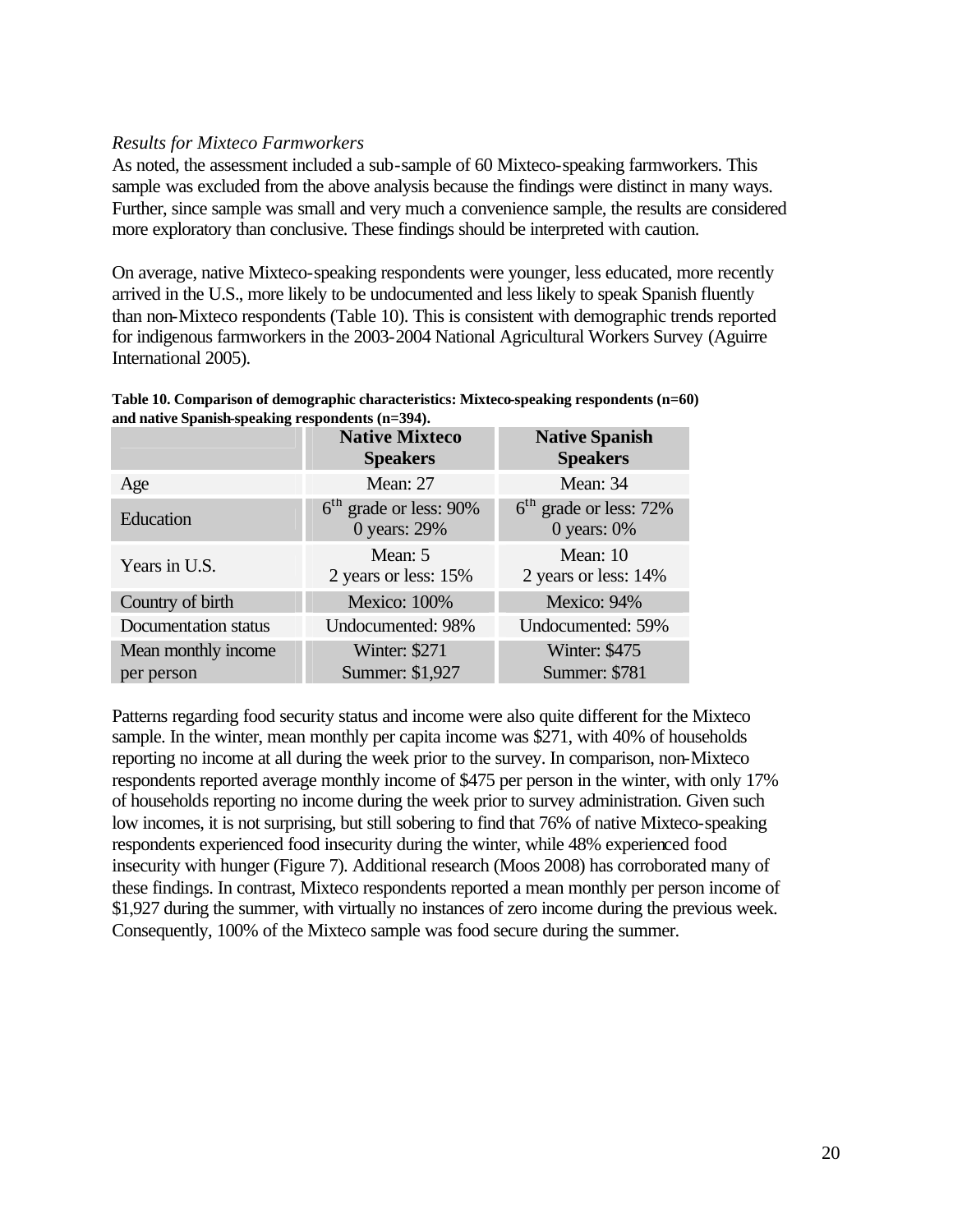*Results for Mixteco Farmworkers*

As noted, the assessment included a sub-sample of 60 Mixteco-speaking farmworkers. This sample was excluded from the above analysis because the findings were distinct in many ways. Further, since sample was small and very much a convenience sample, the results are considered more exploratory than conclusive. These findings should be interpreted with caution.

On average, native Mixteco-speaking respondents were younger, less educated, more recently arrived in the U.S., more likely to be undocumented and less likely to speak Spanish fluently than non-Mixteco respondents (Table 10). This is consistent with demographic trends reported for indigenous farmworkers in the 2003-2004 National Agricultural Workers Survey (Aguirre International 2005).

**Table 10. Comparison of demographic characteristics: Mixteco-speaking respondents (n=60) and native Spanish-speaking respondents (n=394).**

| | Native Mixteco Speakers | Native Spanish Speakers |
|---|---|---|
| Age | Mean: 27 | Mean: 34 |
| Education | 6th grade or less: 90%<br>0 years: 29% | 6th grade or less: 72%<br>0 years: 0% |
| Years in U.S. | Mean: 5<br>2 years or less: 15% | Mean: 10<br>2 years or less: 14% |
| Country of birth | Mexico: 100% | Mexico: 94% |
| Documentation status | Undocumented: 98% | Undocumented: 59% |
| Mean monthly income per person | Winter: $271<br>Summer: $1,927 | Winter: $475<br>Summer: $781 |

Patterns regarding food security status and income were also quite different for the Mixteco sample. In the winter, mean monthly per capita income was $271, with 40% of households reporting no income at all during the week prior to the survey. In comparison, non-Mixteco respondents reported average monthly income of $475 per person in the winter, with only 17% of households reporting no income during the week prior to survey administration. Given such low incomes, it is not surprising, but still sobering to find that 76% of native Mixteco-speaking respondents experienced food insecurity during the winter, while 48% experienced food insecurity with hunger (Figure 7). Additional research (Moos 2008) has corroborated many of these findings. In contrast, Mixteco respondents reported a mean monthly per person income of $1,927 during the summer, with virtually no instances of zero income during the previous week. Consequently, 100% of the Mixteco sample was food secure during the summer.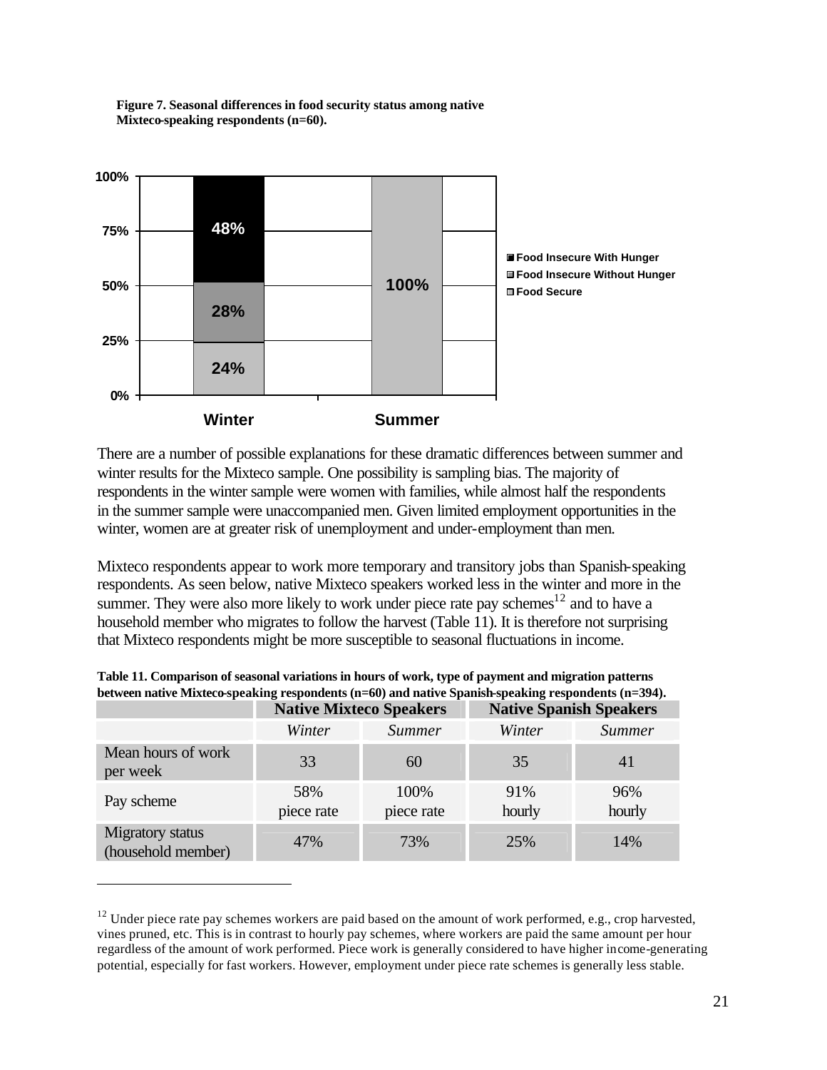**Figure 7. Seasonal differences in food security status among native Mixteco-speaking respondents (n=60).**

There are a number of possible explanations for these dramatic differences between summer and winter results for the Mixteco sample. One possibility is sampling bias. The majority of respondents in the winter sample were women with families, while almost half the respondents in the summer sample were unaccompanied men. Given limited employment opportunities in the winter, women are at greater risk of unemployment and under-employment than men.

Mixteco respondents appear to work more temporary and transitory jobs than Spanish-speaking respondents. As seen below, native Mixteco speakers worked less in the winter and more in the summer. They were also more likely to work under piece rate pay schemes[12] and to have a household member who migrates to follow the harvest (Table 11). It is therefore not surprising that Mixteco respondents might be more susceptible to seasonal fluctuations in income.

**Table 11. Comparison of seasonal variations in hours of work, type of payment and migration patterns between native Mixteco-speaking respondents (n=60) and native Spanish-speaking respondents (n=394).**

| | **Native Mixteco Speakers** | | **Native Spanish Speakers** | |
|---|---|---|---|---|
| | *Winter* | *Summer* | *Winter* | *Summer* |
| Mean hours of work per week | 33 | 60 | 35 | 41 |
| Pay scheme | 58% piece rate | 100% piece rate | 91% hourly | 96% hourly |
| Migratory status (household member) | 47% | 73% | 25% | 14% |

[12] Under piece rate pay schemes workers are paid based on the amount of work performed, e.g., crop harvested, vines pruned, etc. This is in contrast to hourly pay schemes, where workers are paid the same amount per hour regardless of the amount of work performed. Piece work is generally considered to have higher income-generating potential, especially for fast workers. However, employment under piece rate schemes is generally less stable.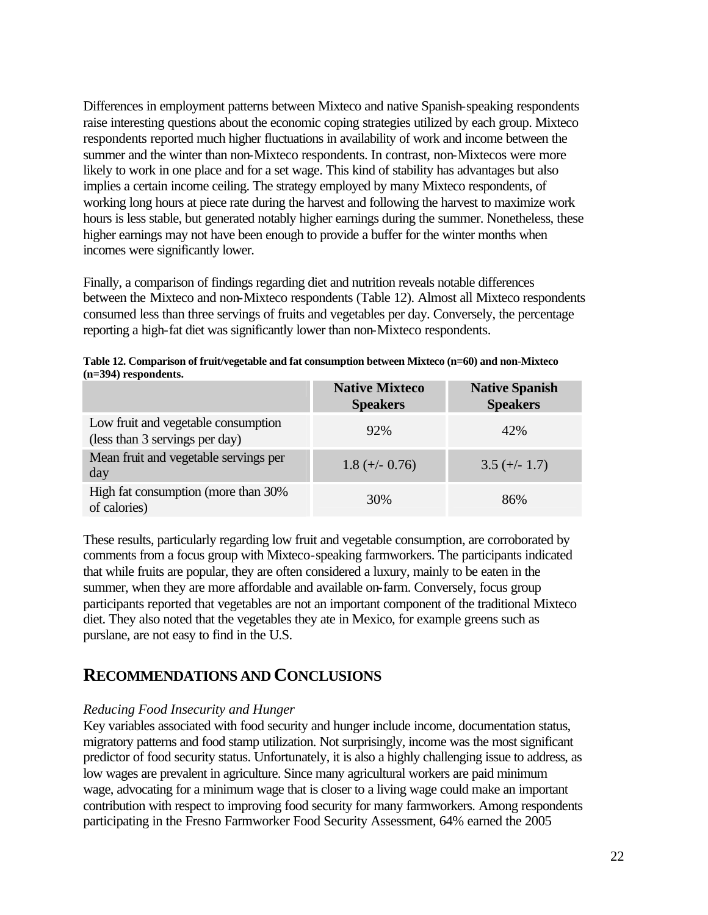Differences in employment patterns between Mixteco and native Spanish-speaking respondents raise interesting questions about the economic coping strategies utilized by each group. Mixteco respondents reported much higher fluctuations in availability of work and income between the summer and the winter than non-Mixteco respondents. In contrast, non-Mixtecos were more likely to work in one place and for a set wage. This kind of stability has advantages but also implies a certain income ceiling. The strategy employed by many Mixteco respondents, of working long hours at piece rate during the harvest and following the harvest to maximize work hours is less stable, but generated notably higher earnings during the summer. Nonetheless, these higher earnings may not have been enough to provide a buffer for the winter months when incomes were significantly lower.

Finally, a comparison of findings regarding diet and nutrition reveals notable differences between the Mixteco and non-Mixteco respondents (Table 12). Almost all Mixteco respondents consumed less than three servings of fruits and vegetables per day. Conversely, the percentage reporting a high-fat diet was significantly lower than non-Mixteco respondents.

**Table 12. Comparison of fruit/vegetable and fat consumption between Mixteco (n=60) and non-Mixteco (n=394) respondents.**

| | Native Mixteco Speakers | Native Spanish Speakers |
|---|---|---|
| Low fruit and vegetable consumption (less than 3 servings per day) | 92% | 42% |
| Mean fruit and vegetable servings per day | 1.8 (+/- 0.76) | 3.5 (+/- 1.7) |
| High fat consumption (more than 30% of calories) | 30% | 86% |

These results, particularly regarding low fruit and vegetable consumption, are corroborated by comments from a focus group with Mixteco-speaking farmworkers. The participants indicated that while fruits are popular, they are often considered a luxury, mainly to be eaten in the summer, when they are more affordable and available on-farm. Conversely, focus group participants reported that vegetables are not an important component of the traditional Mixteco diet. They also noted that the vegetables they ate in Mexico, for example greens such as purslane, are not easy to find in the U.S.

## RECOMMENDATIONS AND CONCLUSIONS

*Reducing Food Insecurity and Hunger*

Key variables associated with food security and hunger include income, documentation status, migratory patterns and food stamp utilization. Not surprisingly, income was the most significant predictor of food security status. Unfortunately, it is also a highly challenging issue to address, as low wages are prevalent in agriculture. Since many agricultural workers are paid minimum wage, advocating for a minimum wage that is closer to a living wage could make an important contribution with respect to improving food security for many farmworkers. Among respondents participating in the Fresno Farmworker Food Security Assessment, 64% earned the 2005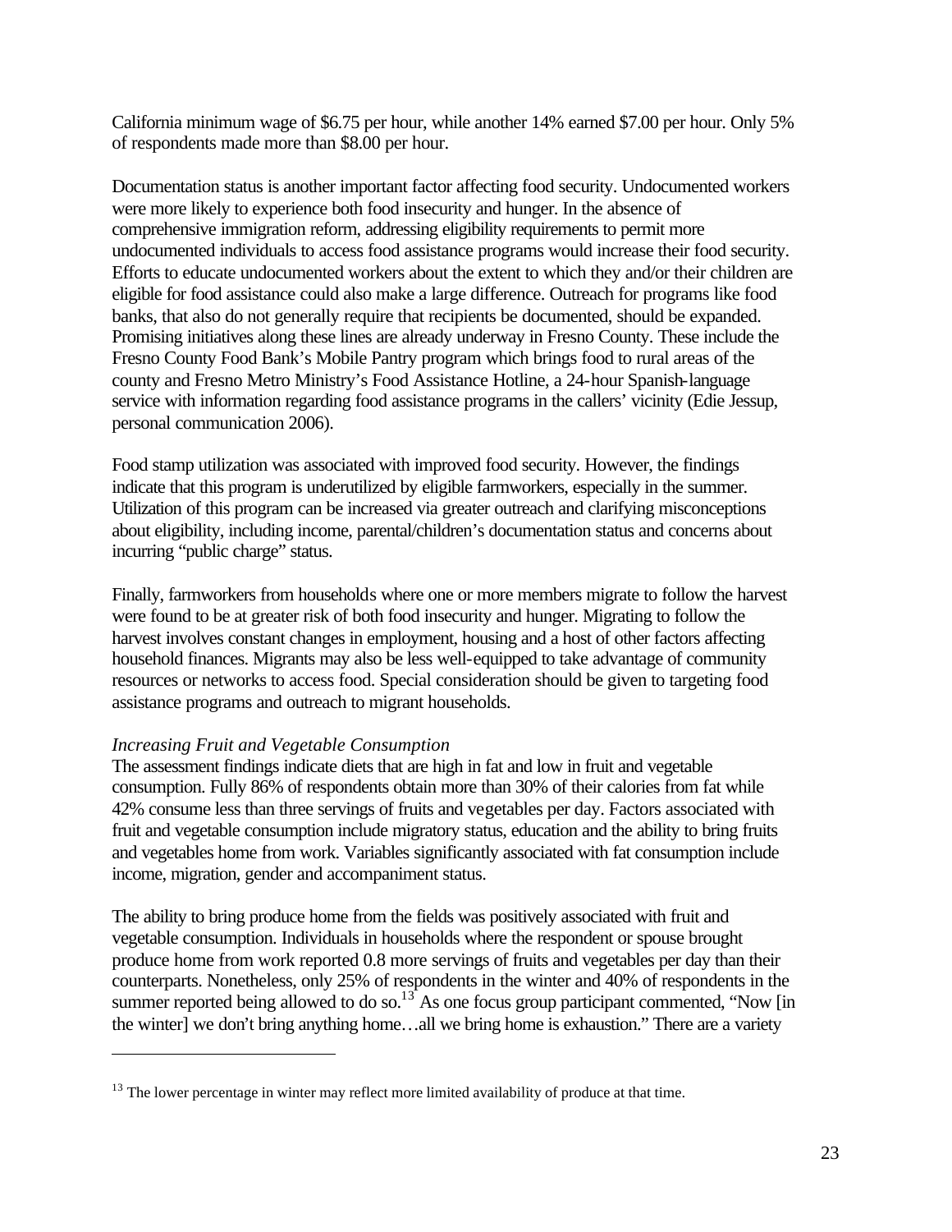California minimum wage of $6.75 per hour, while another 14% earned $7.00 per hour. Only 5% of respondents made more than $8.00 per hour.

Documentation status is another important factor affecting food security. Undocumented workers were more likely to experience both food insecurity and hunger. In the absence of comprehensive immigration reform, addressing eligibility requirements to permit more undocumented individuals to access food assistance programs would increase their food security. Efforts to educate undocumented workers about the extent to which they and/or their children are eligible for food assistance could also make a large difference. Outreach for programs like food banks, that also do not generally require that recipients be documented, should be expanded. Promising initiatives along these lines are already underway in Fresno County. These include the Fresno County Food Bank's Mobile Pantry program which brings food to rural areas of the county and Fresno Metro Ministry's Food Assistance Hotline, a 24-hour Spanish-language service with information regarding food assistance programs in the callers' vicinity (Edie Jessup, personal communication 2006).

Food stamp utilization was associated with improved food security. However, the findings indicate that this program is underutilized by eligible farmworkers, especially in the summer. Utilization of this program can be increased via greater outreach and clarifying misconceptions about eligibility, including income, parental/children's documentation status and concerns about incurring "public charge" status.

Finally, farmworkers from households where one or more members migrate to follow the harvest were found to be at greater risk of both food insecurity and hunger. Migrating to follow the harvest involves constant changes in employment, housing and a host of other factors affecting household finances. Migrants may also be less well-equipped to take advantage of community resources or networks to access food. Special consideration should be given to targeting food assistance programs and outreach to migrant households.

*Increasing Fruit and Vegetable Consumption*

The assessment findings indicate diets that are high in fat and low in fruit and vegetable consumption. Fully 86% of respondents obtain more than 30% of their calories from fat while 42% consume less than three servings of fruits and vegetables per day. Factors associated with fruit and vegetable consumption include migratory status, education and the ability to bring fruits and vegetables home from work. Variables significantly associated with fat consumption include income, migration, gender and accompaniment status.

The ability to bring produce home from the fields was positively associated with fruit and vegetable consumption. Individuals in households where the respondent or spouse brought produce home from work reported 0.8 more servings of fruits and vegetables per day than their counterparts. Nonetheless, only 25% of respondents in the winter and 40% of respondents in the summer reported being allowed to do so.[13] As one focus group participant commented, "Now [in the winter] we don't bring anything home…all we bring home is exhaustion." There are a variety

[13] The lower percentage in winter may reflect more limited availability of produce at that time.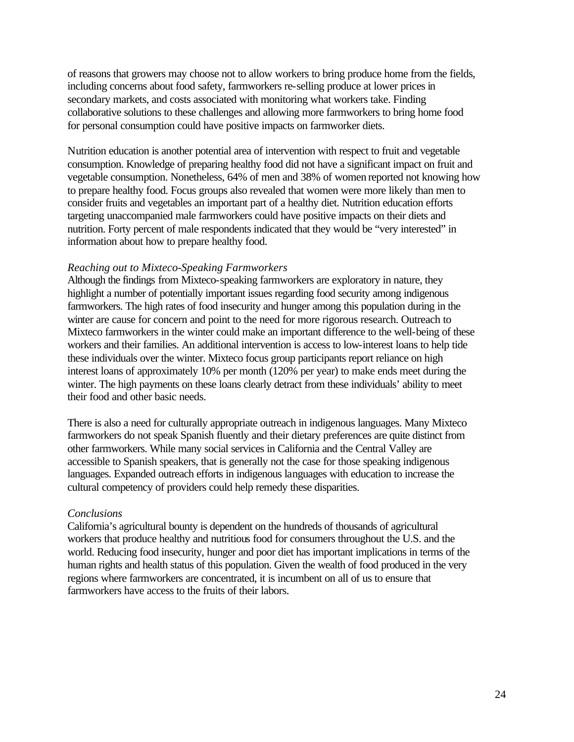of reasons that growers may choose not to allow workers to bring produce home from the fields, including concerns about food safety, farmworkers re-selling produce at lower prices in secondary markets, and costs associated with monitoring what workers take. Finding collaborative solutions to these challenges and allowing more farmworkers to bring home food for personal consumption could have positive impacts on farmworker diets.

Nutrition education is another potential area of intervention with respect to fruit and vegetable consumption. Knowledge of preparing healthy food did not have a significant impact on fruit and vegetable consumption. Nonetheless, 64% of men and 38% of women reported not knowing how to prepare healthy food. Focus groups also revealed that women were more likely than men to consider fruits and vegetables an important part of a healthy diet. Nutrition education efforts targeting unaccompanied male farmworkers could have positive impacts on their diets and nutrition. Forty percent of male respondents indicated that they would be "very interested" in information about how to prepare healthy food.

*Reaching out to Mixteco-Speaking Farmworkers*

Although the findings from Mixteco-speaking farmworkers are exploratory in nature, they highlight a number of potentially important issues regarding food security among indigenous farmworkers. The high rates of food insecurity and hunger among this population during in the winter are cause for concern and point to the need for more rigorous research. Outreach to Mixteco farmworkers in the winter could make an important difference to the well-being of these workers and their families. An additional intervention is access to low-interest loans to help tide these individuals over the winter. Mixteco focus group participants report reliance on high interest loans of approximately 10% per month (120% per year) to make ends meet during the winter. The high payments on these loans clearly detract from these individuals' ability to meet their food and other basic needs.

There is also a need for culturally appropriate outreach in indigenous languages. Many Mixteco farmworkers do not speak Spanish fluently and their dietary preferences are quite distinct from other farmworkers. While many social services in California and the Central Valley are accessible to Spanish speakers, that is generally not the case for those speaking indigenous languages. Expanded outreach efforts in indigenous languages with education to increase the cultural competency of providers could help remedy these disparities.

*Conclusions*

California's agricultural bounty is dependent on the hundreds of thousands of agricultural workers that produce healthy and nutritious food for consumers throughout the U.S. and the world. Reducing food insecurity, hunger and poor diet has important implications in terms of the human rights and health status of this population. Given the wealth of food produced in the very regions where farmworkers are concentrated, it is incumbent on all of us to ensure that farmworkers have access to the fruits of their labors.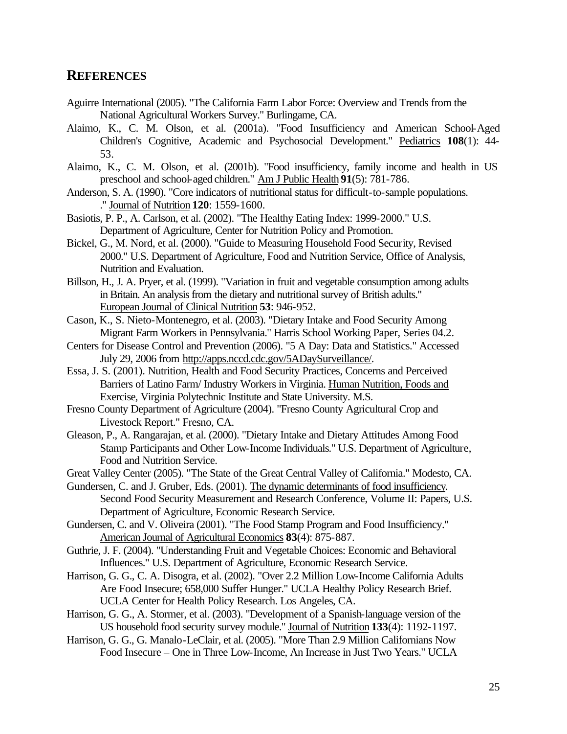## REFERENCES

Aguirre International (2005). "The California Farm Labor Force: Overview and Trends from the National Agricultural Workers Survey." Burlingame, CA.

Alaimo, K., C. M. Olson, et al. (2001a). "Food Insufficiency and American School-Aged Children's Cognitive, Academic and Psychosocial Development." Pediatrics **108**(1): 44-53.

Alaimo, K., C. M. Olson, et al. (2001b). "Food insufficiency, family income and health in US preschool and school-aged children." Am J Public Health **91**(5): 781-786.

Anderson, S. A. (1990). "Core indicators of nutritional status for difficult-to-sample populations. ." Journal of Nutrition **120**: 1559-1600.

Basiotis, P. P., A. Carlson, et al. (2002). "The Healthy Eating Index: 1999-2000." U.S. Department of Agriculture, Center for Nutrition Policy and Promotion.

Bickel, G., M. Nord, et al. (2000). "Guide to Measuring Household Food Security, Revised 2000." U.S. Department of Agriculture, Food and Nutrition Service, Office of Analysis, Nutrition and Evaluation.

Billson, H., J. A. Pryer, et al. (1999). "Variation in fruit and vegetable consumption among adults in Britain. An analysis from the dietary and nutritional survey of British adults." European Journal of Clinical Nutrition **53**: 946-952.

Cason, K., S. Nieto-Montenegro, et al. (2003). "Dietary Intake and Food Security Among Migrant Farm Workers in Pennsylvania." Harris School Working Paper, Series 04.2.

Centers for Disease Control and Prevention (2006). "5 A Day: Data and Statistics." Accessed July 29, 2006 from http://apps.nccd.cdc.gov/5ADaySurveillance/.

Essa, J. S. (2001). Nutrition, Health and Food Security Practices, Concerns and Perceived Barriers of Latino Farm/ Industry Workers in Virginia. Human Nutrition, Foods and Exercise, Virginia Polytechnic Institute and State University. M.S.

Fresno County Department of Agriculture (2004). "Fresno County Agricultural Crop and Livestock Report." Fresno, CA.

Gleason, P., A. Rangarajan, et al. (2000). "Dietary Intake and Dietary Attitudes Among Food Stamp Participants and Other Low-Income Individuals." U.S. Department of Agriculture, Food and Nutrition Service.

Great Valley Center (2005). "The State of the Great Central Valley of California." Modesto, CA.

Gundersen, C. and J. Gruber, Eds. (2001). The dynamic determinants of food insufficiency. Second Food Security Measurement and Research Conference, Volume II: Papers, U.S. Department of Agriculture, Economic Research Service.

Gundersen, C. and V. Oliveira (2001). "The Food Stamp Program and Food Insufficiency." American Journal of Agricultural Economics **83**(4): 875-887.

Guthrie, J. F. (2004). "Understanding Fruit and Vegetable Choices: Economic and Behavioral Influences." U.S. Department of Agriculture, Economic Research Service.

Harrison, G. G., C. A. Disogra, et al. (2002). "Over 2.2 Million Low-Income California Adults Are Food Insecure; 658,000 Suffer Hunger." UCLA Healthy Policy Research Brief. UCLA Center for Health Policy Research. Los Angeles, CA.

Harrison, G. G., A. Stormer, et al. (2003). "Development of a Spanish-language version of the US household food security survey module." Journal of Nutrition **133**(4): 1192-1197.

Harrison, G. G., G. Manalo-LeClair, et al. (2005). "More Than 2.9 Million Californians Now Food Insecure – One in Three Low-Income, An Increase in Just Two Years." UCLA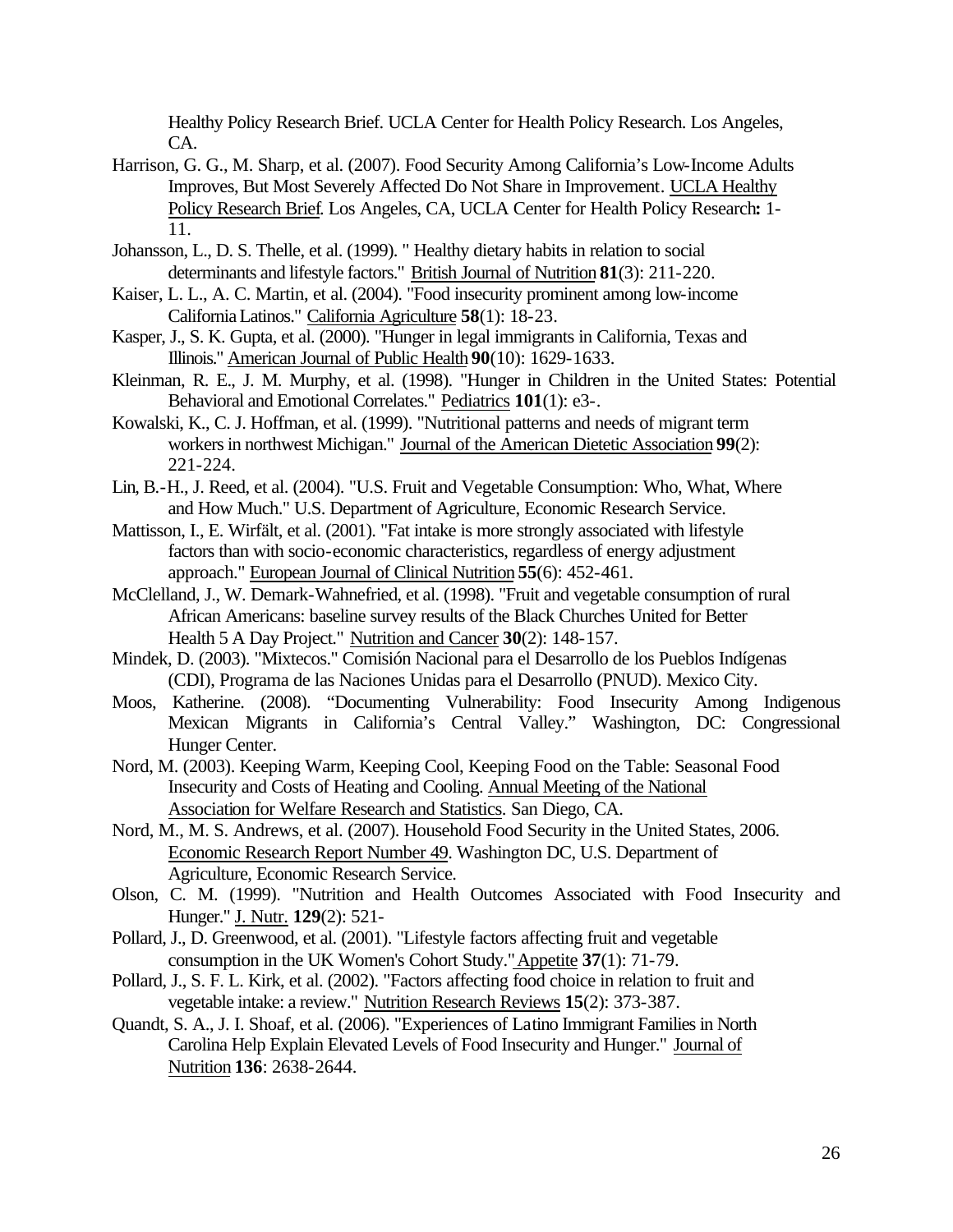Healthy Policy Research Brief. UCLA Center for Health Policy Research. Los Angeles, CA.

Harrison, G. G., M. Sharp, et al. (2007). Food Security Among California's Low-Income Adults Improves, But Most Severely Affected Do Not Share in Improvement. UCLA Healthy Policy Research Brief. Los Angeles, CA, UCLA Center for Health Policy Research**:** 1-11.

Johansson, L., D. S. Thelle, et al. (1999). " Healthy dietary habits in relation to social determinants and lifestyle factors." British Journal of Nutrition **81**(3): 211-220.

Kaiser, L. L., A. C. Martin, et al. (2004). "Food insecurity prominent among low-income California Latinos." California Agriculture **58**(1): 18-23.

Kasper, J., S. K. Gupta, et al. (2000). "Hunger in legal immigrants in California, Texas and Illinois." American Journal of Public Health **90**(10): 1629-1633.

Kleinman, R. E., J. M. Murphy, et al. (1998). "Hunger in Children in the United States: Potential Behavioral and Emotional Correlates." Pediatrics **101**(1): e3-.

Kowalski, K., C. J. Hoffman, et al. (1999). "Nutritional patterns and needs of migrant term workers in northwest Michigan." Journal of the American Dietetic Association **99**(2): 221-224.

Lin, B.-H., J. Reed, et al. (2004). "U.S. Fruit and Vegetable Consumption: Who, What, Where and How Much." U.S. Department of Agriculture, Economic Research Service.

Mattisson, I., E. Wirfält, et al. (2001). "Fat intake is more strongly associated with lifestyle factors than with socio-economic characteristics, regardless of energy adjustment approach." European Journal of Clinical Nutrition **55**(6): 452-461.

McClelland, J., W. Demark-Wahnefried, et al. (1998). "Fruit and vegetable consumption of rural African Americans: baseline survey results of the Black Churches United for Better Health 5 A Day Project." Nutrition and Cancer **30**(2): 148-157.

Mindek, D. (2003). "Mixtecos." Comisión Nacional para el Desarrollo de los Pueblos Indígenas (CDI), Programa de las Naciones Unidas para el Desarrollo (PNUD). Mexico City.

Moos, Katherine. (2008). "Documenting Vulnerability: Food Insecurity Among Indigenous Mexican Migrants in California's Central Valley." Washington, DC: Congressional Hunger Center.

Nord, M. (2003). Keeping Warm, Keeping Cool, Keeping Food on the Table: Seasonal Food Insecurity and Costs of Heating and Cooling. Annual Meeting of the National Association for Welfare Research and Statistics. San Diego, CA.

Nord, M., M. S. Andrews, et al. (2007). Household Food Security in the United States, 2006. Economic Research Report Number 49. Washington DC, U.S. Department of Agriculture, Economic Research Service.

Olson, C. M. (1999). "Nutrition and Health Outcomes Associated with Food Insecurity and Hunger." J. Nutr. **129**(2): 521-

Pollard, J., D. Greenwood, et al. (2001). "Lifestyle factors affecting fruit and vegetable consumption in the UK Women's Cohort Study." Appetite **37**(1): 71-79.

Pollard, J., S. F. L. Kirk, et al. (2002). "Factors affecting food choice in relation to fruit and vegetable intake: a review." Nutrition Research Reviews **15**(2): 373-387.

Quandt, S. A., J. I. Shoaf, et al. (2006). "Experiences of Latino Immigrant Families in North Carolina Help Explain Elevated Levels of Food Insecurity and Hunger." Journal of Nutrition **136**: 2638-2644.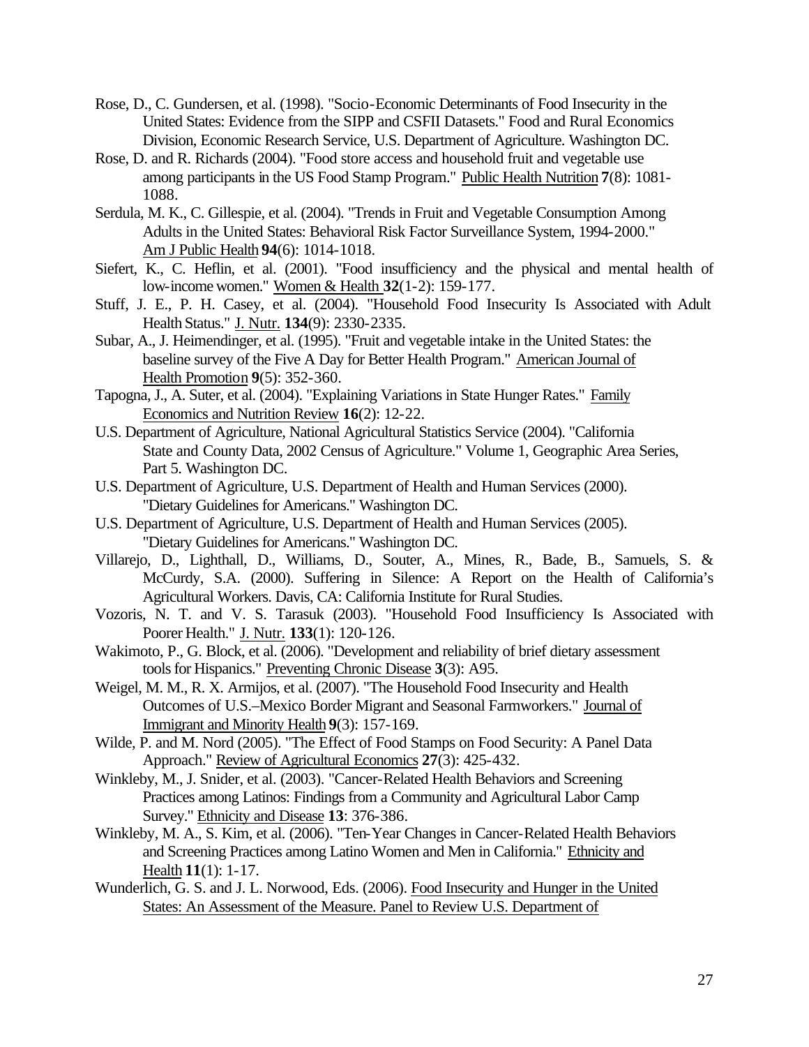Rose, D., C. Gundersen, et al. (1998). "Socio-Economic Determinants of Food Insecurity in the United States: Evidence from the SIPP and CSFII Datasets." Food and Rural Economics Division, Economic Research Service, U.S. Department of Agriculture. Washington DC.

Rose, D. and R. Richards (2004). "Food store access and household fruit and vegetable use among participants in the US Food Stamp Program." Public Health Nutrition **7**(8): 1081-1088.

Serdula, M. K., C. Gillespie, et al. (2004). "Trends in Fruit and Vegetable Consumption Among Adults in the United States: Behavioral Risk Factor Surveillance System, 1994-2000." Am J Public Health **94**(6): 1014-1018.

Siefert, K., C. Heflin, et al. (2001). "Food insufficiency and the physical and mental health of low-income women." Women & Health **32**(1-2): 159-177.

Stuff, J. E., P. H. Casey, et al. (2004). "Household Food Insecurity Is Associated with Adult Health Status." J. Nutr. **134**(9): 2330-2335.

Subar, A., J. Heimendinger, et al. (1995). "Fruit and vegetable intake in the United States: the baseline survey of the Five A Day for Better Health Program." American Journal of Health Promotion **9**(5): 352-360.

Tapogna, J., A. Suter, et al. (2004). "Explaining Variations in State Hunger Rates." Family Economics and Nutrition Review **16**(2): 12-22.

U.S. Department of Agriculture, National Agricultural Statistics Service (2004). "California State and County Data, 2002 Census of Agriculture." Volume 1, Geographic Area Series, Part 5. Washington DC.

U.S. Department of Agriculture, U.S. Department of Health and Human Services (2000). "Dietary Guidelines for Americans." Washington DC.

U.S. Department of Agriculture, U.S. Department of Health and Human Services (2005). "Dietary Guidelines for Americans." Washington DC.

Villarejo, D., Lighthall, D., Williams, D., Souter, A., Mines, R., Bade, B., Samuels, S. & McCurdy, S.A. (2000). Suffering in Silence: A Report on the Health of California's Agricultural Workers. Davis, CA: California Institute for Rural Studies.

Vozoris, N. T. and V. S. Tarasuk (2003). "Household Food Insufficiency Is Associated with Poorer Health." J. Nutr. **133**(1): 120-126.

Wakimoto, P., G. Block, et al. (2006). "Development and reliability of brief dietary assessment tools for Hispanics." Preventing Chronic Disease **3**(3): A95.

Weigel, M. M., R. X. Armijos, et al. (2007). "The Household Food Insecurity and Health Outcomes of U.S.–Mexico Border Migrant and Seasonal Farmworkers." Journal of Immigrant and Minority Health **9**(3): 157-169.

Wilde, P. and M. Nord (2005). "The Effect of Food Stamps on Food Security: A Panel Data Approach." Review of Agricultural Economics **27**(3): 425-432.

Winkleby, M., J. Snider, et al. (2003). "Cancer-Related Health Behaviors and Screening Practices among Latinos: Findings from a Community and Agricultural Labor Camp Survey." Ethnicity and Disease **13**: 376-386.

Winkleby, M. A., S. Kim, et al. (2006). "Ten-Year Changes in Cancer-Related Health Behaviors and Screening Practices among Latino Women and Men in California." Ethnicity and Health **11**(1): 1-17.

Wunderlich, G. S. and J. L. Norwood, Eds. (2006). Food Insecurity and Hunger in the United States: An Assessment of the Measure. Panel to Review U.S. Department of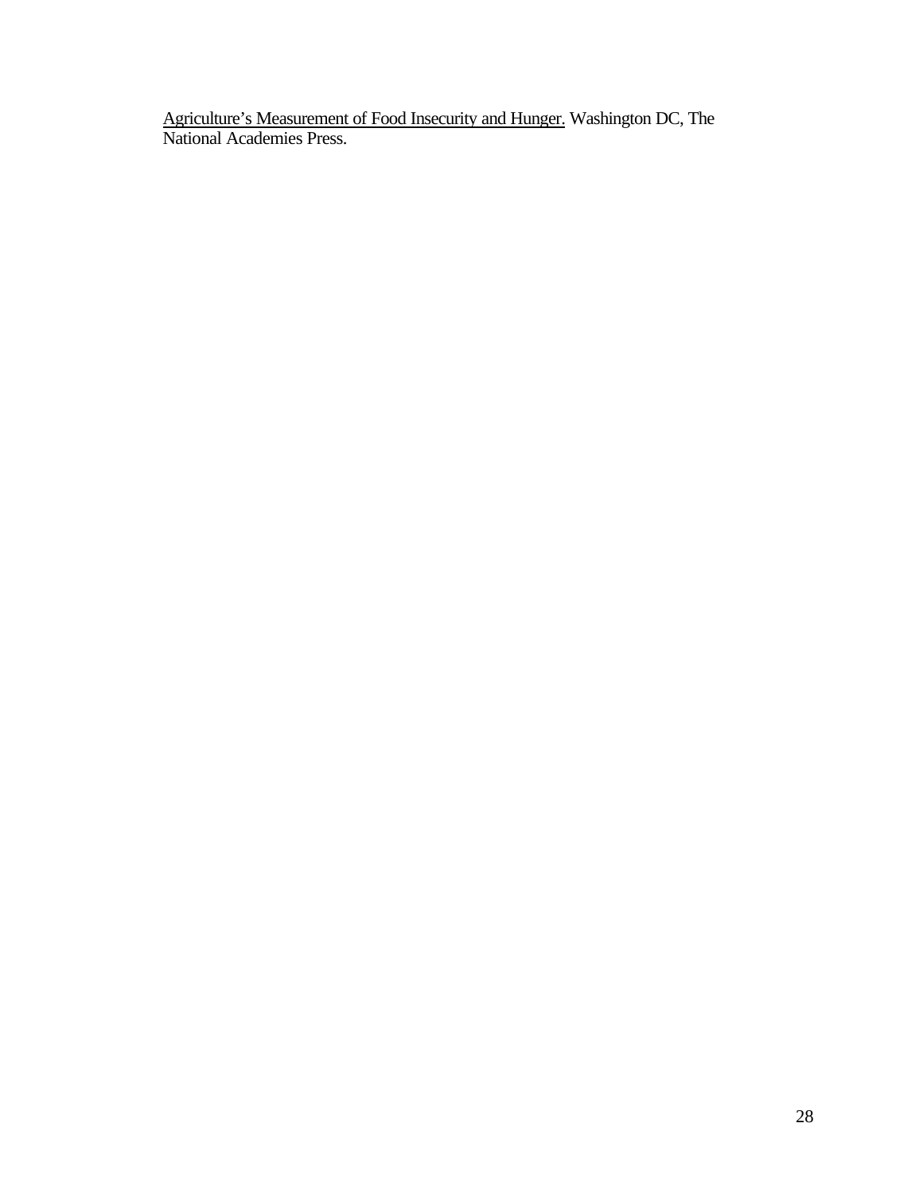Agriculture's Measurement of Food Insecurity and Hunger. Washington DC, The National Academies Press.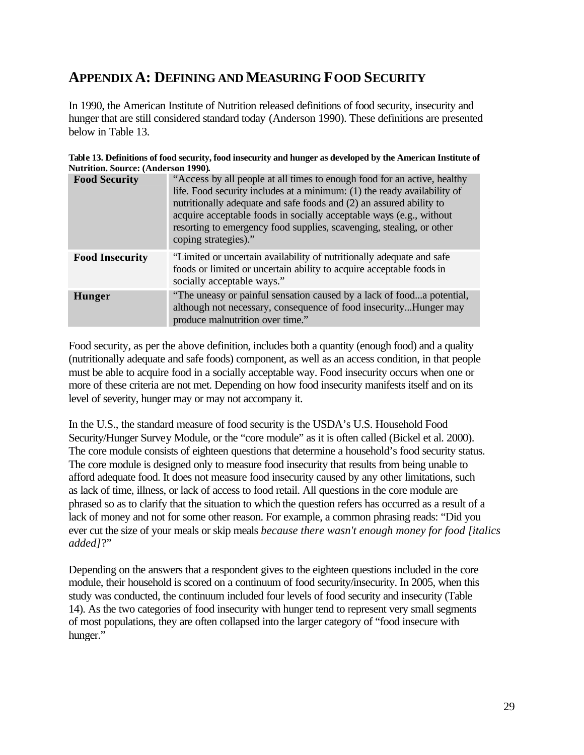## APPENDIX A: DEFINING AND MEASURING FOOD SECURITY

In 1990, the American Institute of Nutrition released definitions of food security, insecurity and hunger that are still considered standard today (Anderson 1990). These definitions are presented below in Table 13.

**Table 13. Definitions of food security, food insecurity and hunger as developed by the American Institute of Nutrition. Source: (Anderson 1990).**

| | |
|---|---|
| **Food Security** | "Access by all people at all times to enough food for an active, healthy life. Food security includes at a minimum: (1) the ready availability of nutritionally adequate and safe foods and (2) an assured ability to acquire acceptable foods in socially acceptable ways (e.g., without resorting to emergency food supplies, scavenging, stealing, or other coping strategies)." |
| **Food Insecurity** | "Limited or uncertain availability of nutritionally adequate and safe foods or limited or uncertain ability to acquire acceptable foods in socially acceptable ways." |
| **Hunger** | "The uneasy or painful sensation caused by a lack of food...a potential, although not necessary, consequence of food insecurity...Hunger may produce malnutrition over time." |

Food security, as per the above definition, includes both a quantity (enough food) and a quality (nutritionally adequate and safe foods) component, as well as an access condition, in that people must be able to acquire food in a socially acceptable way. Food insecurity occurs when one or more of these criteria are not met. Depending on how food insecurity manifests itself and on its level of severity, hunger may or may not accompany it.

In the U.S., the standard measure of food security is the USDA's U.S. Household Food Security/Hunger Survey Module, or the "core module" as it is often called (Bickel et al. 2000). The core module consists of eighteen questions that determine a household's food security status. The core module is designed only to measure food insecurity that results from being unable to afford adequate food. It does not measure food insecurity caused by any other limitations, such as lack of time, illness, or lack of access to food retail. All questions in the core module are phrased so as to clarify that the situation to which the question refers has occurred as a result of a lack of money and not for some other reason. For example, a common phrasing reads: "Did you ever cut the size of your meals or skip meals *because there wasn't enough money for food [italics added]*?"

Depending on the answers that a respondent gives to the eighteen questions included in the core module, their household is scored on a continuum of food security/insecurity. In 2005, when this study was conducted, the continuum included four levels of food security and insecurity (Table 14). As the two categories of food insecurity with hunger tend to represent very small segments of most populations, they are often collapsed into the larger category of "food insecure with hunger."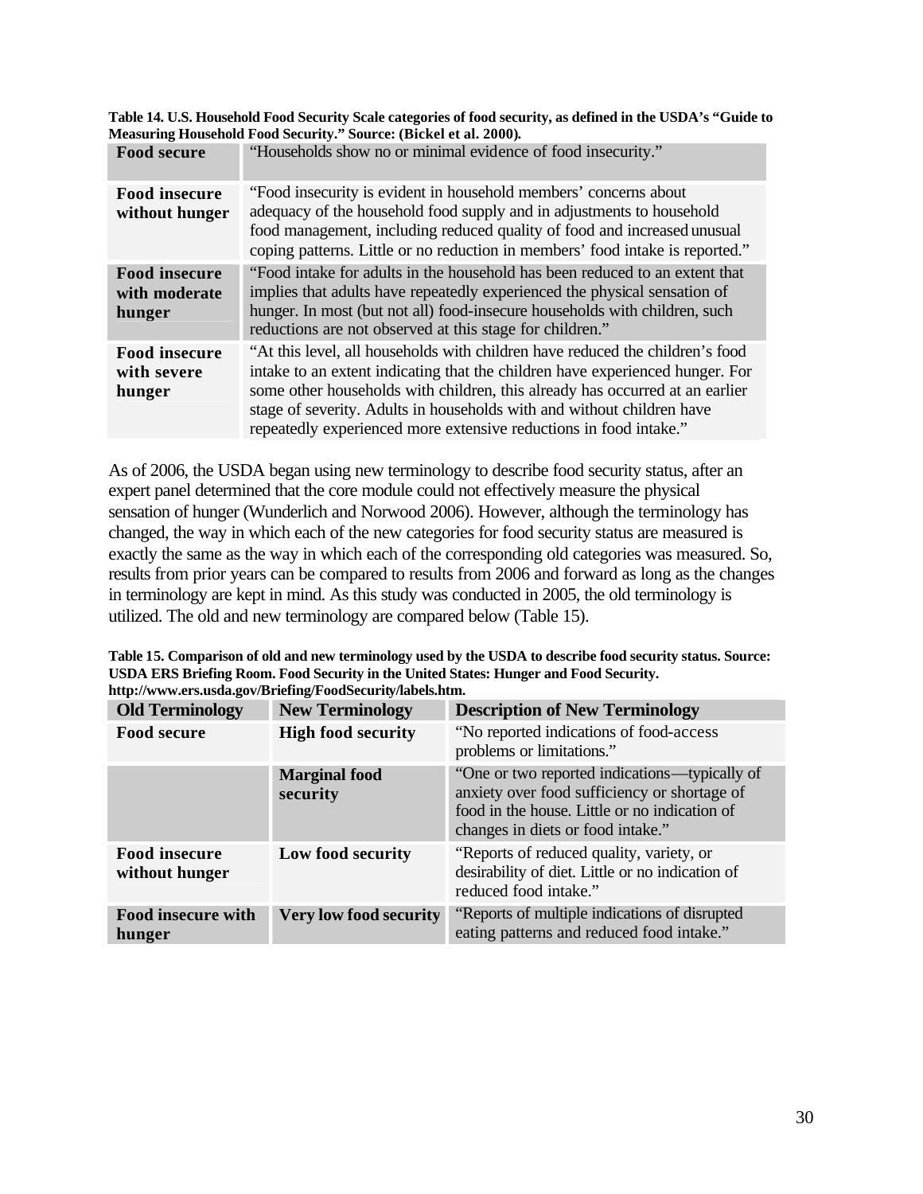**Table 14. U.S. Household Food Security Scale categories of food security, as defined in the USDA's "Guide to Measuring Household Food Security." Source: (Bickel et al. 2000).**

| | |
|---|---|
| **Food secure** | "Households show no or minimal evidence of food insecurity." |
| **Food insecure without hunger** | "Food insecurity is evident in household members' concerns about adequacy of the household food supply and in adjustments to household food management, including reduced quality of food and increased unusual coping patterns. Little or no reduction in members' food intake is reported." |
| **Food insecure with moderate hunger** | "Food intake for adults in the household has been reduced to an extent that implies that adults have repeatedly experienced the physical sensation of hunger. In most (but not all) food-insecure households with children, such reductions are not observed at this stage for children." |
| **Food insecure with severe hunger** | "At this level, all households with children have reduced the children's food intake to an extent indicating that the children have experienced hunger. For some other households with children, this already has occurred at an earlier stage of severity. Adults in households with and without children have repeatedly experienced more extensive reductions in food intake." |

As of 2006, the USDA began using new terminology to describe food security status, after an expert panel determined that the core module could not effectively measure the physical sensation of hunger (Wunderlich and Norwood 2006). However, although the terminology has changed, the way in which each of the new categories for food security status are measured is exactly the same as the way in which each of the corresponding old categories was measured. So, results from prior years can be compared to results from 2006 and forward as long as the changes in terminology are kept in mind. As this study was conducted in 2005, the old terminology is utilized. The old and new terminology are compared below (Table 15).

**Table 15. Comparison of old and new terminology used by the USDA to describe food security status. Source: USDA ERS Briefing Room. Food Security in the United States: Hunger and Food Security. http://www.ers.usda.gov/Briefing/FoodSecurity/labels.htm.**

| Old Terminology | New Terminology | Description of New Terminology |
|---|---|---|
| **Food secure** | **High food security** | "No reported indications of food-access problems or limitations." |
| | **Marginal food security** | "One or two reported indications—typically of anxiety over food sufficiency or shortage of food in the house. Little or no indication of changes in diets or food intake." |
| **Food insecure without hunger** | **Low food security** | "Reports of reduced quality, variety, or desirability of diet. Little or no indication of reduced food intake." |
| **Food insecure with hunger** | **Very low food security** | "Reports of multiple indications of disrupted eating patterns and reduced food intake." |